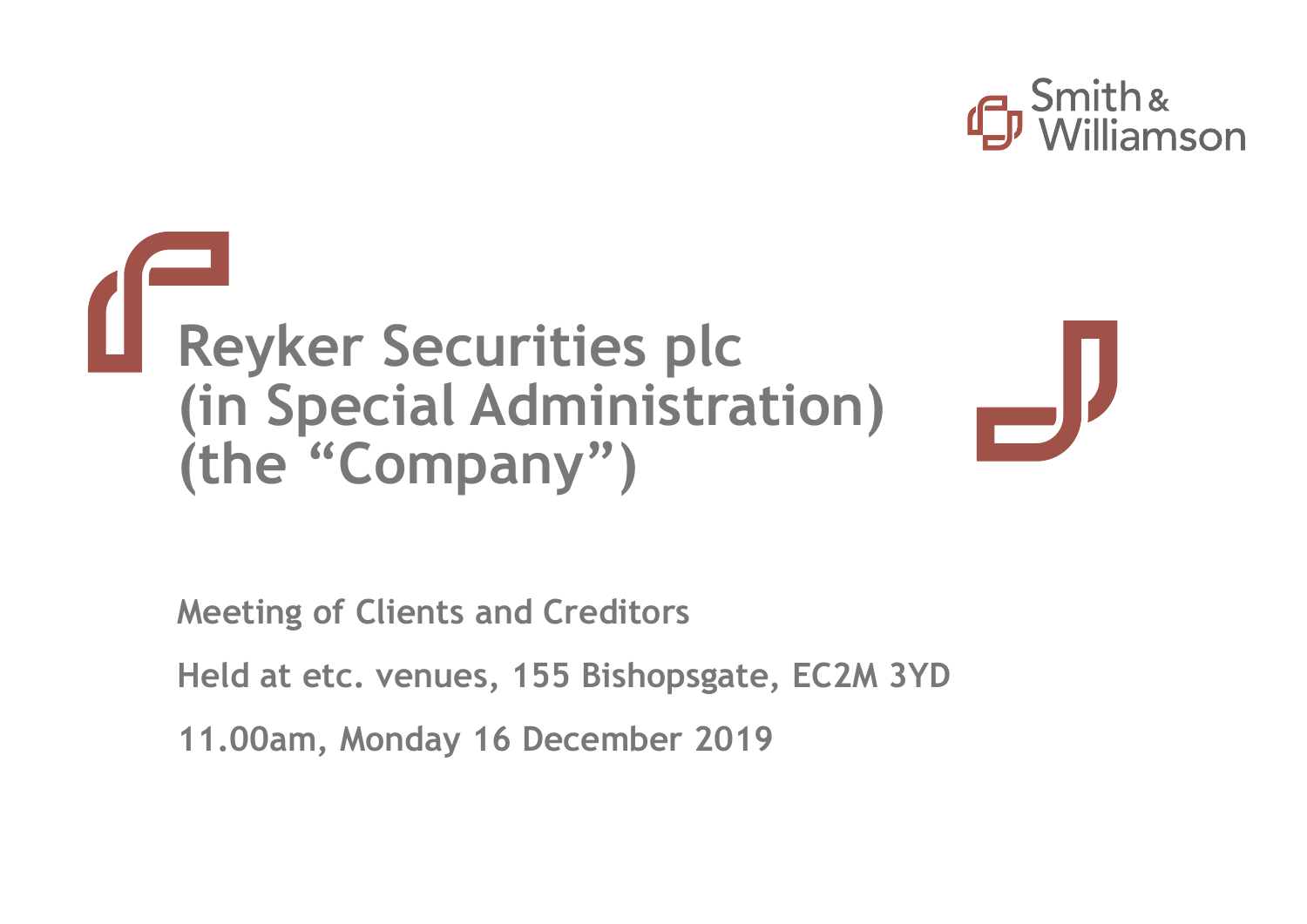Smith & Williamson

# Reyker Securities plc (in Special Administration) (the "Company")

**Meeting of Clients and Creditors**

**Held at etc. venues, 155 Bishopsgate, EC2M 3YD**

**11.00am, Monday 16 December 2019**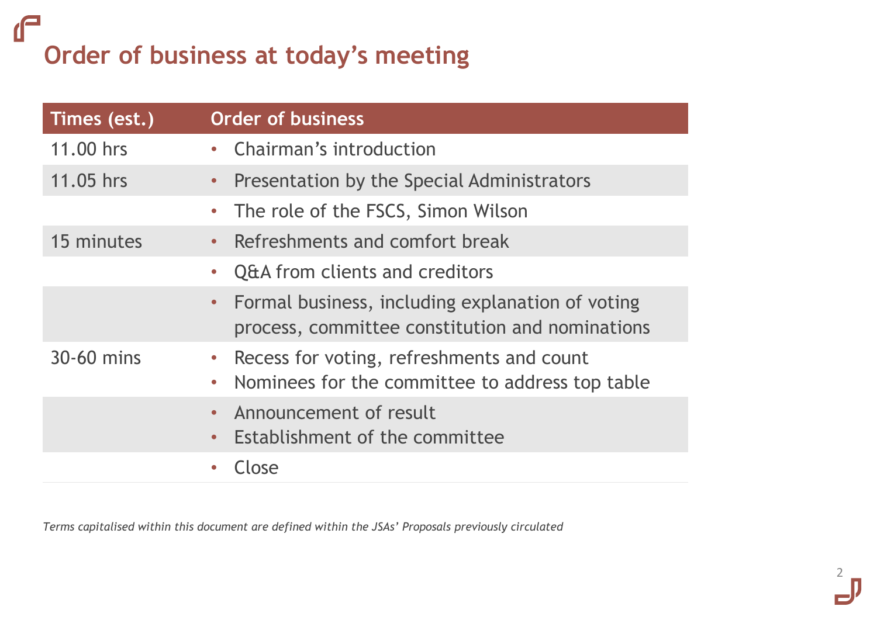# Order of business at today's meeting

| Times (est.) | Order of business |
| --- | --- |
| 11.00 hrs | • Chairman's introduction |
| 11.05 hrs | • Presentation by the Special Administrators |
| | • The role of the FSCS, Simon Wilson |
| 15 minutes | • Refreshments and comfort break |
| | • Q&A from clients and creditors |
| | • Formal business, including explanation of voting process, committee constitution and nominations |
| 30-60 mins | • Recess for voting, refreshments and count<br>• Nominees for the committee to address top table |
| | • Announcement of result<br>• Establishment of the committee |
| | • Close |

*Terms capitalised within this document are defined within the JSAs' Proposals previously circulated*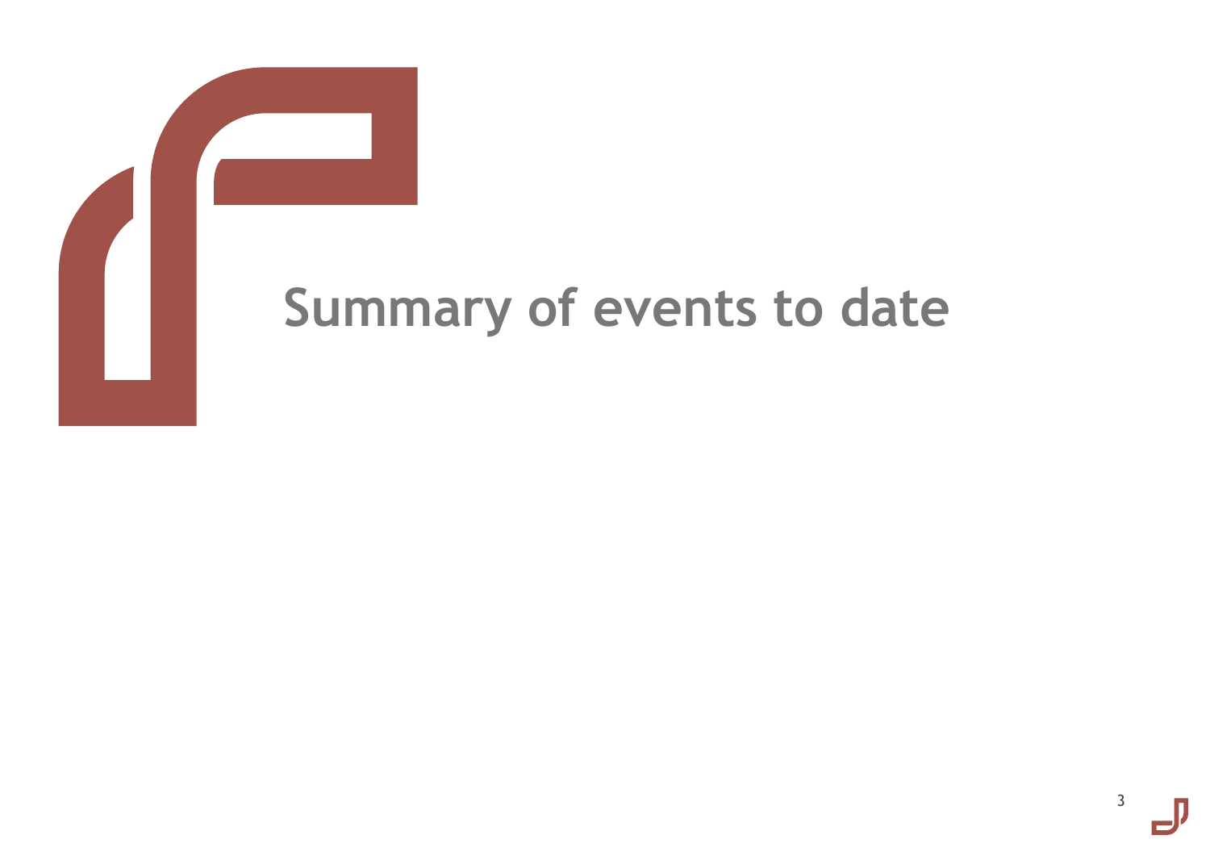# Summary of events to date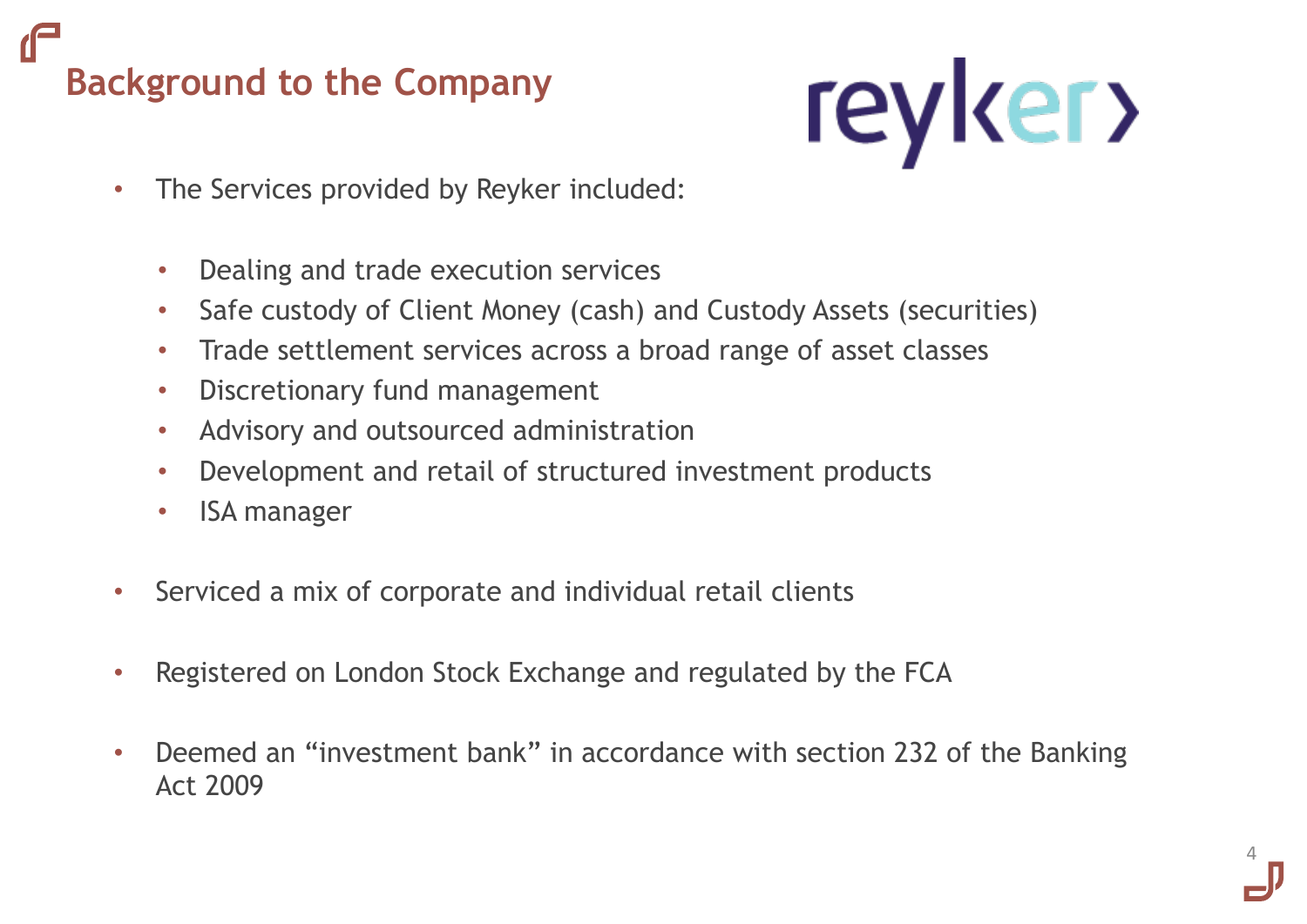# Background to the Company

- The Services provided by Reyker included:
  - Dealing and trade execution services
  - Safe custody of Client Money (cash) and Custody Assets (securities)
  - Trade settlement services across a broad range of asset classes
  - Discretionary fund management
  - Advisory and outsourced administration
  - Development and retail of structured investment products
  - ISA manager
- Serviced a mix of corporate and individual retail clients
- Registered on London Stock Exchange and regulated by the FCA
- Deemed an "investment bank" in accordance with section 232 of the Banking Act 2009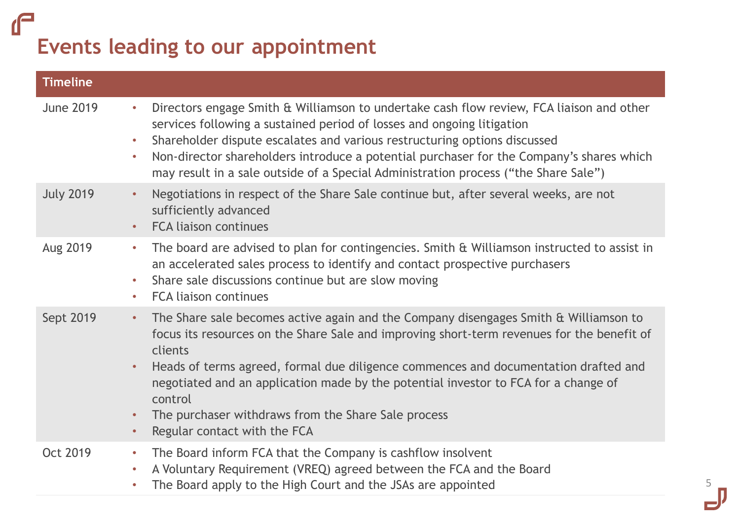# Events leading to our appointment

| Timeline | |
|---|---|
| June 2019 | • Directors engage Smith & Williamson to undertake cash flow review, FCA liaison and other services following a sustained period of losses and ongoing litigation<br>• Shareholder dispute escalates and various restructuring options discussed<br>• Non-director shareholders introduce a potential purchaser for the Company's shares which may result in a sale outside of a Special Administration process ("the Share Sale") |
| July 2019 | • Negotiations in respect of the Share Sale continue but, after several weeks, are not sufficiently advanced<br>• FCA liaison continues |
| Aug 2019 | • The board are advised to plan for contingencies. Smith & Williamson instructed to assist in an accelerated sales process to identify and contact prospective purchasers<br>• Share sale discussions continue but are slow moving<br>• FCA liaison continues |
| Sept 2019 | • The Share sale becomes active again and the Company disengages Smith & Williamson to focus its resources on the Share Sale and improving short-term revenues for the benefit of clients<br>• Heads of terms agreed, formal due diligence commences and documentation drafted and negotiated and an application made by the potential investor to FCA for a change of control<br>• The purchaser withdraws from the Share Sale process<br>• Regular contact with the FCA |
| Oct 2019 | • The Board inform FCA that the Company is cashflow insolvent<br>• A Voluntary Requirement (VREQ) agreed between the FCA and the Board<br>• The Board apply to the High Court and the JSAs are appointed |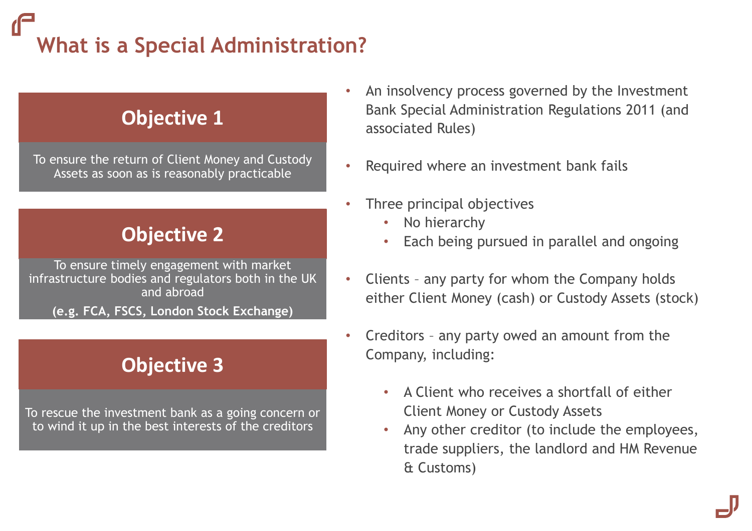# What is a Special Administration?

### Objective 1

To ensure the return of Client Money and Custody Assets as soon as is reasonably practicable

### Objective 2

To ensure timely engagement with market infrastructure bodies and regulators both in the UK and abroad

**(e.g. FCA, FSCS, London Stock Exchange)**

### Objective 3

To rescue the investment bank as a going concern or to wind it up in the best interests of the creditors

- An insolvency process governed by the Investment Bank Special Administration Regulations 2011 (and associated Rules)
- Required where an investment bank fails
- Three principal objectives
  - No hierarchy
  - Each being pursued in parallel and ongoing
- Clients – any party for whom the Company holds either Client Money (cash) or Custody Assets (stock)
- Creditors – any party owed an amount from the Company, including:
  - A Client who receives a shortfall of either Client Money or Custody Assets
  - Any other creditor (to include the employees, trade suppliers, the landlord and HM Revenue & Customs)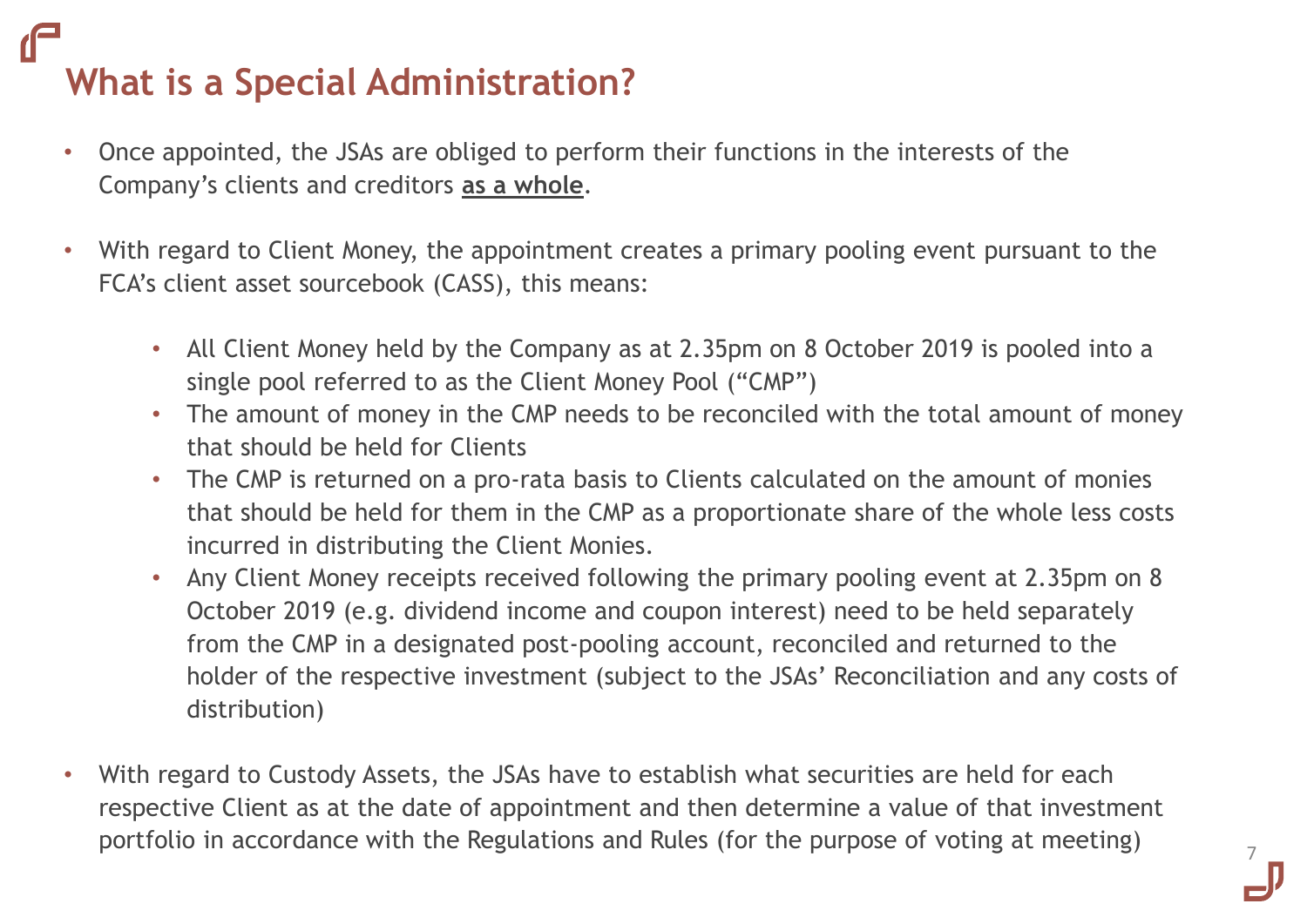# What is a Special Administration?

- Once appointed, the JSAs are obliged to perform their functions in the interests of the Company's clients and creditors **as a whole**.
- With regard to Client Money, the appointment creates a primary pooling event pursuant to the FCA's client asset sourcebook (CASS), this means:
  - All Client Money held by the Company as at 2.35pm on 8 October 2019 is pooled into a single pool referred to as the Client Money Pool ("CMP")
  - The amount of money in the CMP needs to be reconciled with the total amount of money that should be held for Clients
  - The CMP is returned on a pro-rata basis to Clients calculated on the amount of monies that should be held for them in the CMP as a proportionate share of the whole less costs incurred in distributing the Client Monies.
  - Any Client Money receipts received following the primary pooling event at 2.35pm on 8 October 2019 (e.g. dividend income and coupon interest) need to be held separately from the CMP in a designated post-pooling account, reconciled and returned to the holder of the respective investment (subject to the JSAs' Reconciliation and any costs of distribution)
- With regard to Custody Assets, the JSAs have to establish what securities are held for each respective Client as at the date of appointment and then determine a value of that investment portfolio in accordance with the Regulations and Rules (for the purpose of voting at meeting)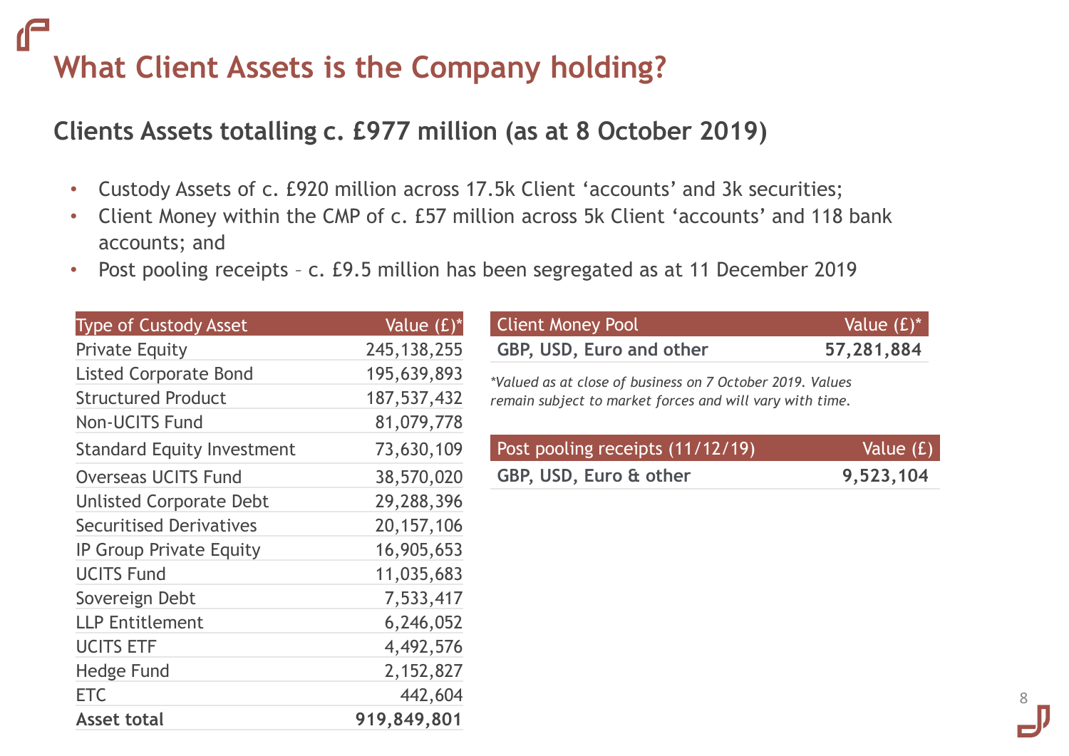# What Client Assets is the Company holding?

## Clients Assets totalling c. £977 million (as at 8 October 2019)

- Custody Assets of c. £920 million across 17.5k Client 'accounts' and 3k securities;
- Client Money within the CMP of c. £57 million across 5k Client 'accounts' and 118 bank accounts; and
- Post pooling receipts – c. £9.5 million has been segregated as at 11 December 2019

| Type of Custody Asset | Value (£)* |
|---|---|
| Private Equity | 245,138,255 |
| Listed Corporate Bond | 195,639,893 |
| Structured Product | 187,537,432 |
| Non-UCITS Fund | 81,079,778 |
| Standard Equity Investment | 73,630,109 |
| Overseas UCITS Fund | 38,570,020 |
| Unlisted Corporate Debt | 29,288,396 |
| Securitised Derivatives | 20,157,106 |
| IP Group Private Equity | 16,905,653 |
| UCITS Fund | 11,035,683 |
| Sovereign Debt | 7,533,417 |
| LLP Entitlement | 6,246,052 |
| UCITS ETF | 4,492,576 |
| Hedge Fund | 2,152,827 |
| ETC | 442,604 |
| **Asset total** | **919,849,801** |

| Client Money Pool | Value (£)* |
|---|---|
| **GBP, USD, Euro and other** | **57,281,884** |

*\*Valued as at close of business on 7 October 2019. Values remain subject to market forces and will vary with time.*

| Post pooling receipts (11/12/19) | Value (£) |
|---|---|
| **GBP, USD, Euro & other** | **9,523,104** |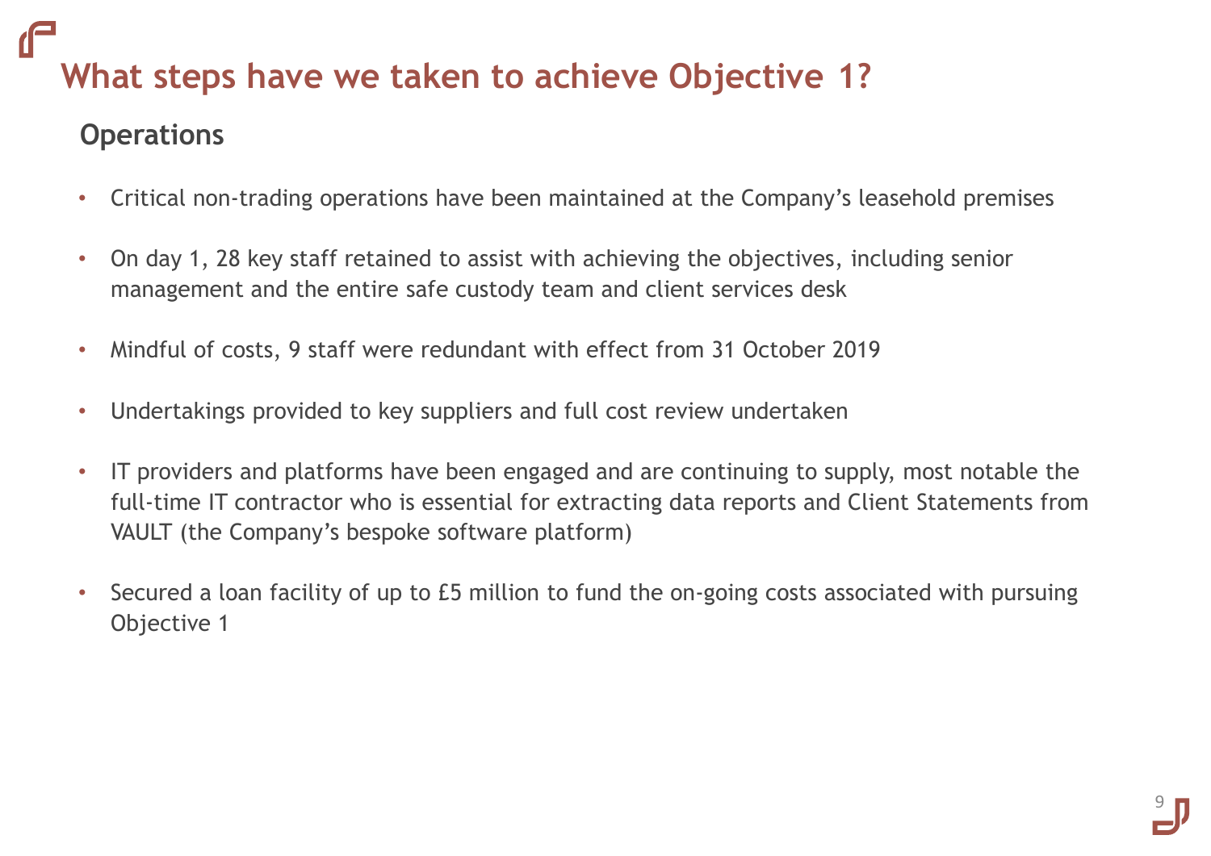# What steps have we taken to achieve Objective 1?

## Operations

- Critical non-trading operations have been maintained at the Company's leasehold premises
- On day 1, 28 key staff retained to assist with achieving the objectives, including senior management and the entire safe custody team and client services desk
- Mindful of costs, 9 staff were redundant with effect from 31 October 2019
- Undertakings provided to key suppliers and full cost review undertaken
- IT providers and platforms have been engaged and are continuing to supply, most notable the full-time IT contractor who is essential for extracting data reports and Client Statements from VAULT (the Company's bespoke software platform)
- Secured a loan facility of up to £5 million to fund the on-going costs associated with pursuing Objective 1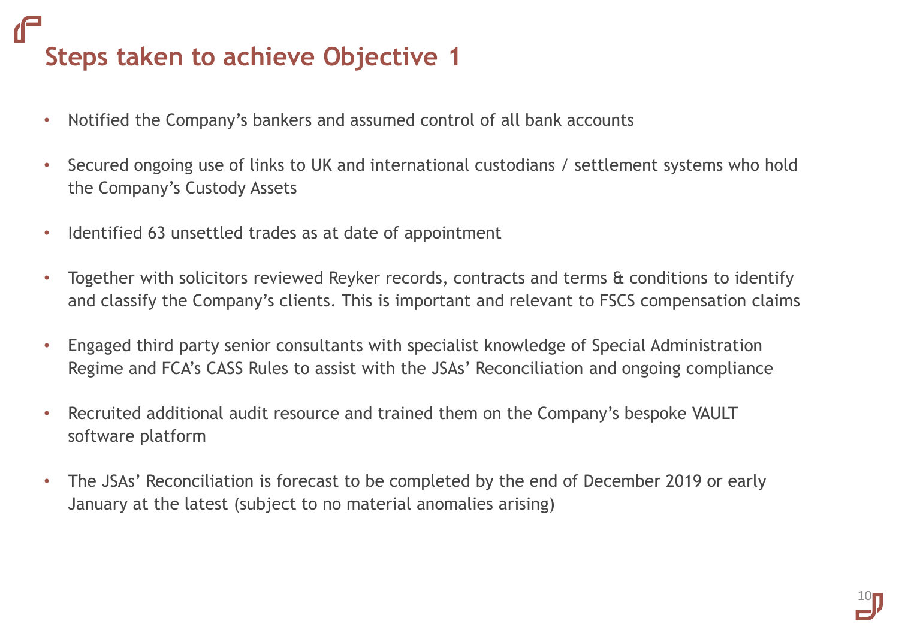# Steps taken to achieve Objective 1

- Notified the Company's bankers and assumed control of all bank accounts
- Secured ongoing use of links to UK and international custodians / settlement systems who hold the Company's Custody Assets
- Identified 63 unsettled trades as at date of appointment
- Together with solicitors reviewed Reyker records, contracts and terms & conditions to identify and classify the Company's clients. This is important and relevant to FSCS compensation claims
- Engaged third party senior consultants with specialist knowledge of Special Administration Regime and FCA's CASS Rules to assist with the JSAs' Reconciliation and ongoing compliance
- Recruited additional audit resource and trained them on the Company's bespoke VAULT software platform
- The JSAs' Reconciliation is forecast to be completed by the end of December 2019 or early January at the latest (subject to no material anomalies arising)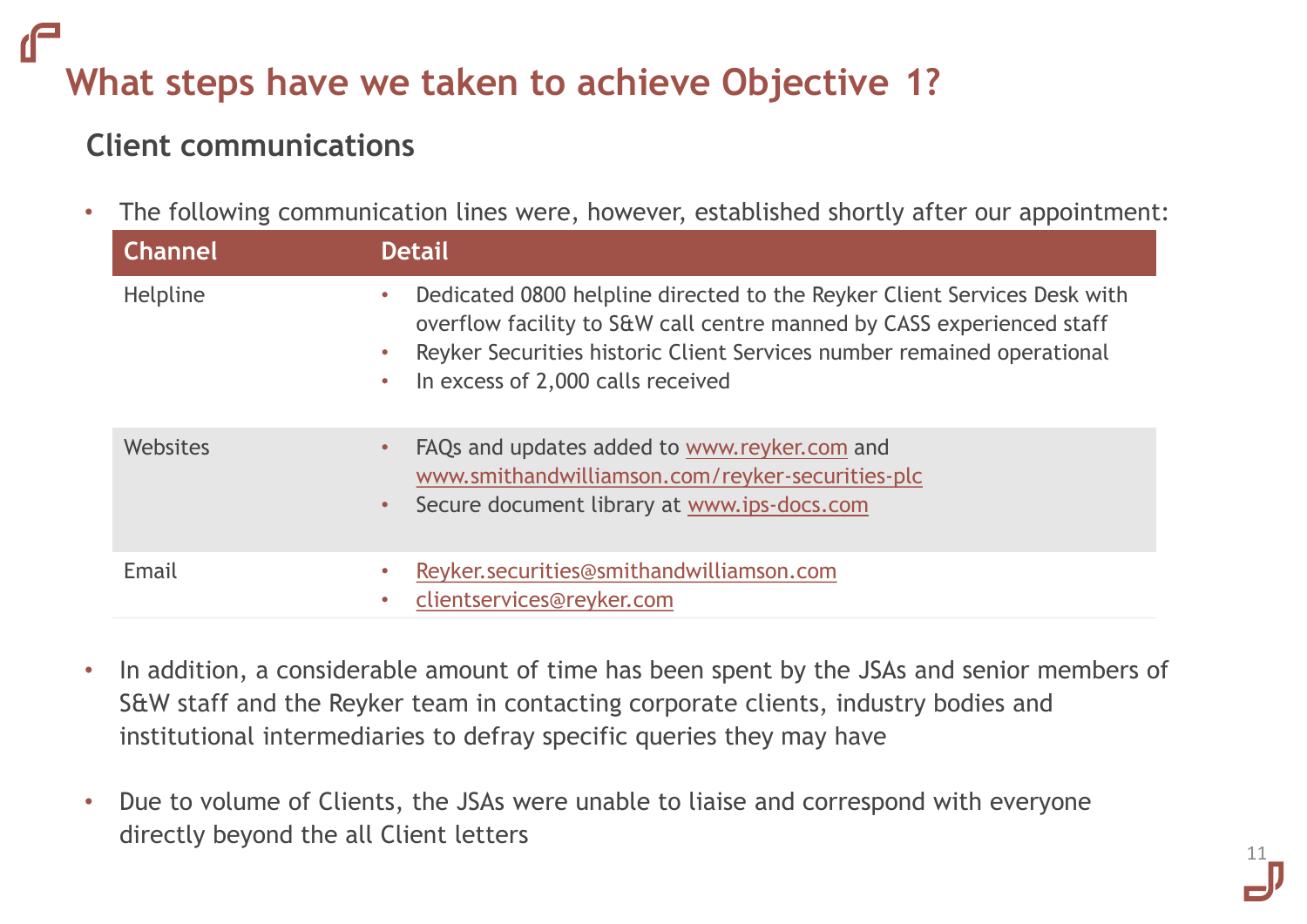# What steps have we taken to achieve Objective 1?

## Client communications

- The following communication lines were, however, established shortly after our appointment:

| Channel | Detail |
|---|---|
| Helpline | • Dedicated 0800 helpline directed to the Reyker Client Services Desk with overflow facility to S&W call centre manned by CASS experienced staff<br>• Reyker Securities historic Client Services number remained operational<br>• In excess of 2,000 calls received |
| Websites | • FAQs and updates added to www.reyker.com and www.smithandwilliamson.com/reyker-securities-plc<br>• Secure document library at www.ips-docs.com |
| Email | • Reyker.securities@smithandwilliamson.com<br>• clientservices@reyker.com |

- In addition, a considerable amount of time has been spent by the JSAs and senior members of S&W staff and the Reyker team in contacting corporate clients, industry bodies and institutional intermediaries to defray specific queries they may have

- Due to volume of Clients, the JSAs were unable to liaise and correspond with everyone directly beyond the all Client letters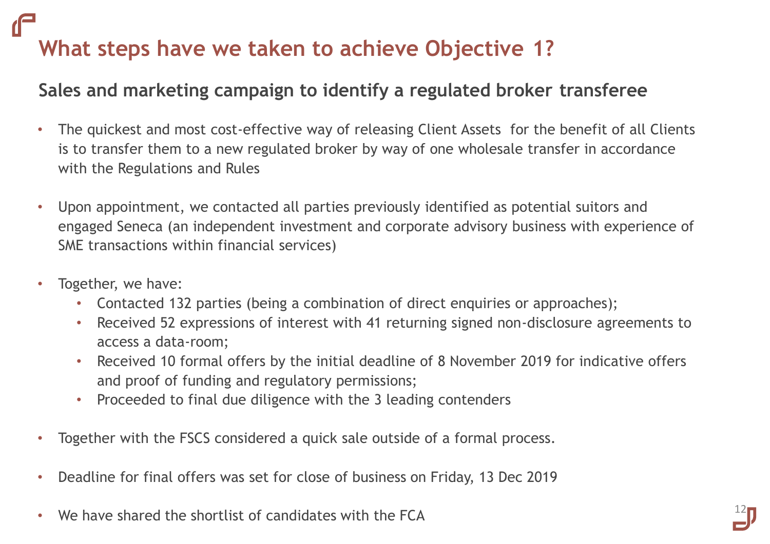# What steps have we taken to achieve Objective 1?

## Sales and marketing campaign to identify a regulated broker transferee

- The quickest and most cost-effective way of releasing Client Assets for the benefit of all Clients is to transfer them to a new regulated broker by way of one wholesale transfer in accordance with the Regulations and Rules

- Upon appointment, we contacted all parties previously identified as potential suitors and engaged Seneca (an independent investment and corporate advisory business with experience of SME transactions within financial services)

- Together, we have:
  - Contacted 132 parties (being a combination of direct enquiries or approaches);
  - Received 52 expressions of interest with 41 returning signed non-disclosure agreements to access a data-room;
  - Received 10 formal offers by the initial deadline of 8 November 2019 for indicative offers and proof of funding and regulatory permissions;
  - Proceeded to final due diligence with the 3 leading contenders

- Together with the FSCS considered a quick sale outside of a formal process.

- Deadline for final offers was set for close of business on Friday, 13 Dec 2019

- We have shared the shortlist of candidates with the FCA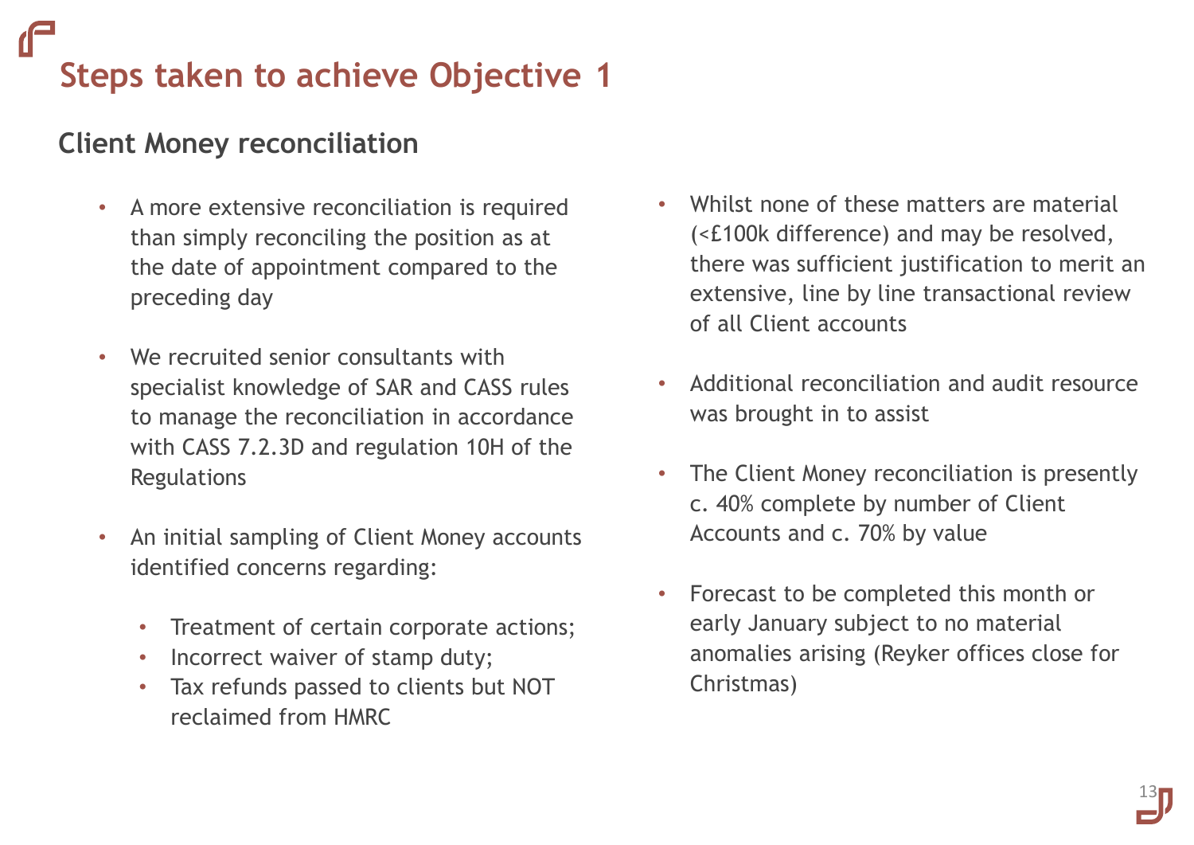# Steps taken to achieve Objective 1

## Client Money reconciliation

- A more extensive reconciliation is required than simply reconciling the position as at the date of appointment compared to the preceding day
- We recruited senior consultants with specialist knowledge of SAR and CASS rules to manage the reconciliation in accordance with CASS 7.2.3D and regulation 10H of the Regulations
- An initial sampling of Client Money accounts identified concerns regarding:
  - Treatment of certain corporate actions;
  - Incorrect waiver of stamp duty;
  - Tax refunds passed to clients but NOT reclaimed from HMRC
- Whilst none of these matters are material (<£100k difference) and may be resolved, there was sufficient justification to merit an extensive, line by line transactional review of all Client accounts
- Additional reconciliation and audit resource was brought in to assist
- The Client Money reconciliation is presently c. 40% complete by number of Client Accounts and c. 70% by value
- Forecast to be completed this month or early January subject to no material anomalies arising (Reyker offices close for Christmas)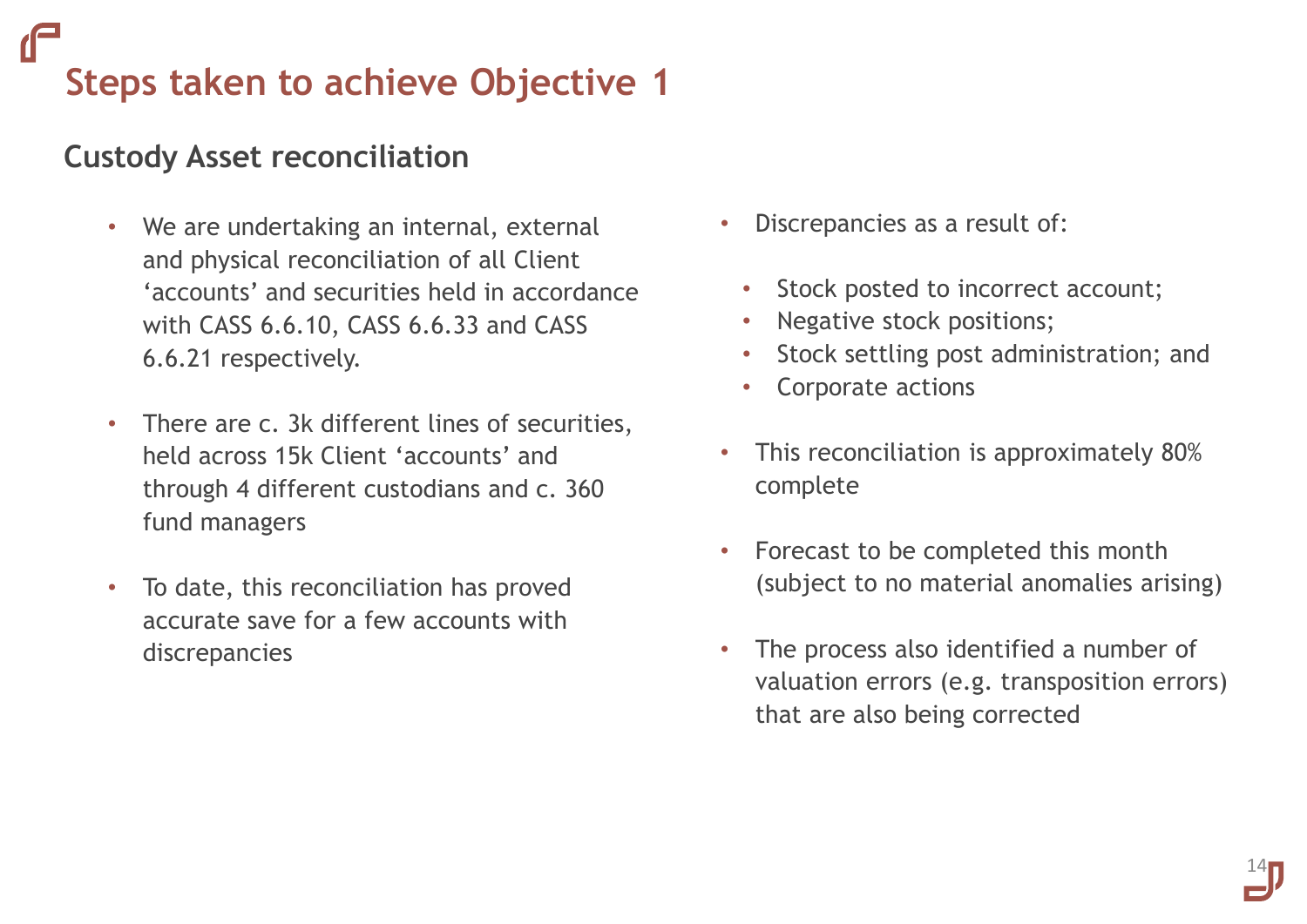# Steps taken to achieve Objective 1

## Custody Asset reconciliation

- We are undertaking an internal, external and physical reconciliation of all Client 'accounts' and securities held in accordance with CASS 6.6.10, CASS 6.6.33 and CASS 6.6.21 respectively.
- There are c. 3k different lines of securities, held across 15k Client 'accounts' and through 4 different custodians and c. 360 fund managers
- To date, this reconciliation has proved accurate save for a few accounts with discrepancies
- Discrepancies as a result of:
  - Stock posted to incorrect account;
  - Negative stock positions;
  - Stock settling post administration; and
  - Corporate actions
- This reconciliation is approximately 80% complete
- Forecast to be completed this month (subject to no material anomalies arising)
- The process also identified a number of valuation errors (e.g. transposition errors) that are also being corrected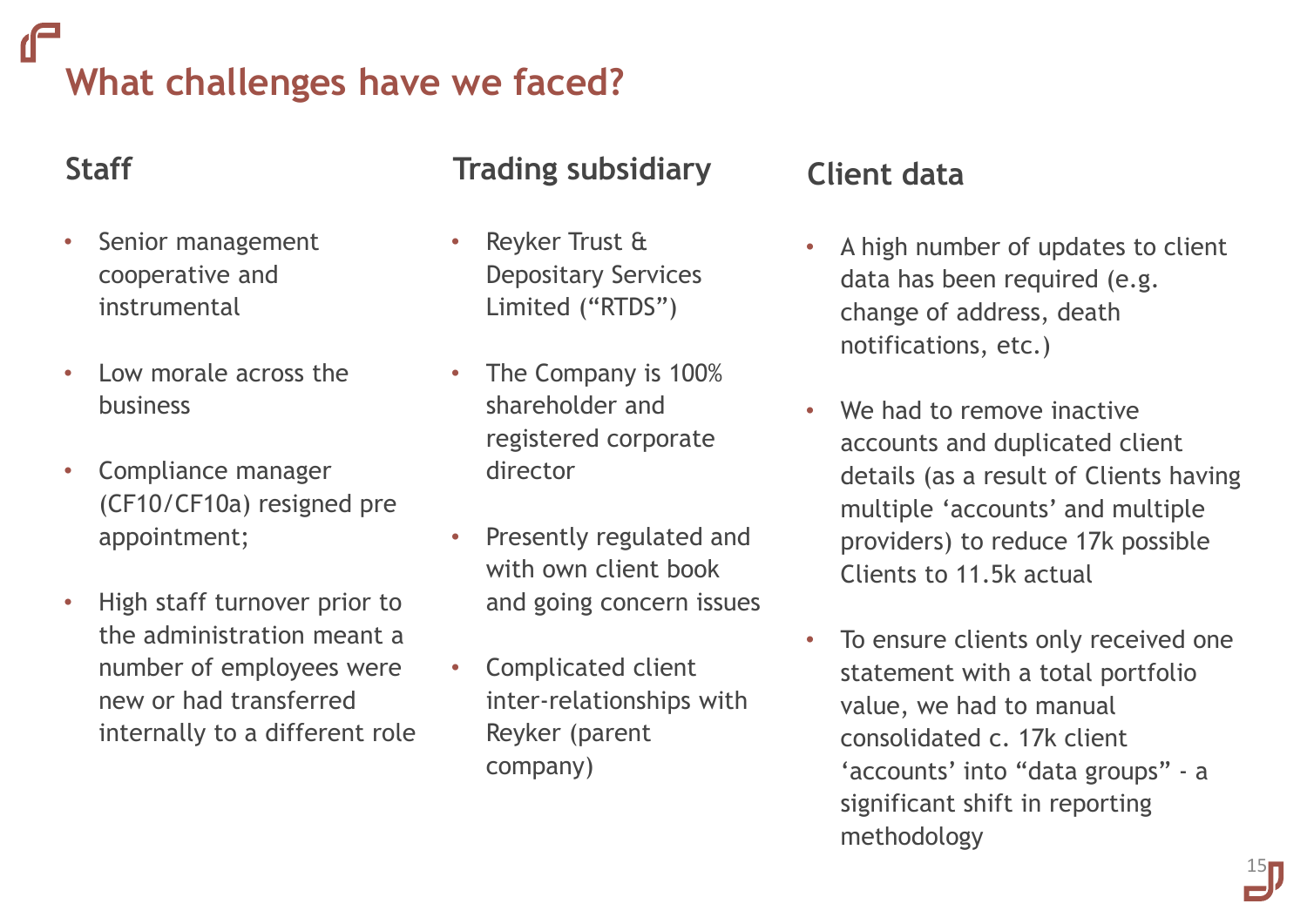# What challenges have we faced?

## Staff

- Senior management cooperative and instrumental
- Low morale across the business
- Compliance manager (CF10/CF10a) resigned pre appointment;
- High staff turnover prior to the administration meant a number of employees were new or had transferred internally to a different role

## Trading subsidiary

- Reyker Trust & Depositary Services Limited ("RTDS")
- The Company is 100% shareholder and registered corporate director
- Presently regulated and with own client book and going concern issues
- Complicated client inter-relationships with Reyker (parent company)

## Client data

- A high number of updates to client data has been required (e.g. change of address, death notifications, etc.)
- We had to remove inactive accounts and duplicated client details (as a result of Clients having multiple 'accounts' and multiple providers) to reduce 17k possible Clients to 11.5k actual
- To ensure clients only received one statement with a total portfolio value, we had to manual consolidated c. 17k client 'accounts' into "data groups" - a significant shift in reporting methodology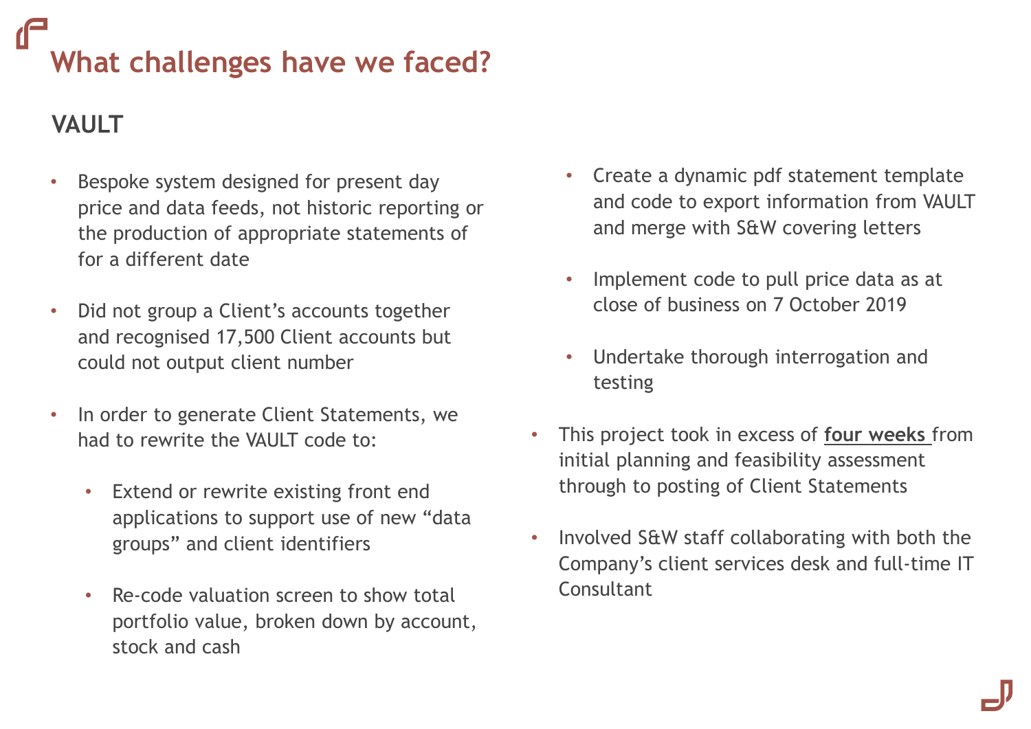# What challenges have we faced?

## VAULT

- Bespoke system designed for present day price and data feeds, not historic reporting or the production of appropriate statements of for a different date
- Did not group a Client's accounts together and recognised 17,500 Client accounts but could not output client number
- In order to generate Client Statements, we had to rewrite the VAULT code to:
  - Extend or rewrite existing front end applications to support use of new "data groups" and client identifiers
  - Re-code valuation screen to show total portfolio value, broken down by account, stock and cash
  - Create a dynamic pdf statement template and code to export information from VAULT and merge with S&W covering letters
  - Implement code to pull price data as at close of business on 7 October 2019
  - Undertake thorough interrogation and testing
- This project took in excess of **four weeks** from initial planning and feasibility assessment through to posting of Client Statements
- Involved S&W staff collaborating with both the Company's client services desk and full-time IT Consultant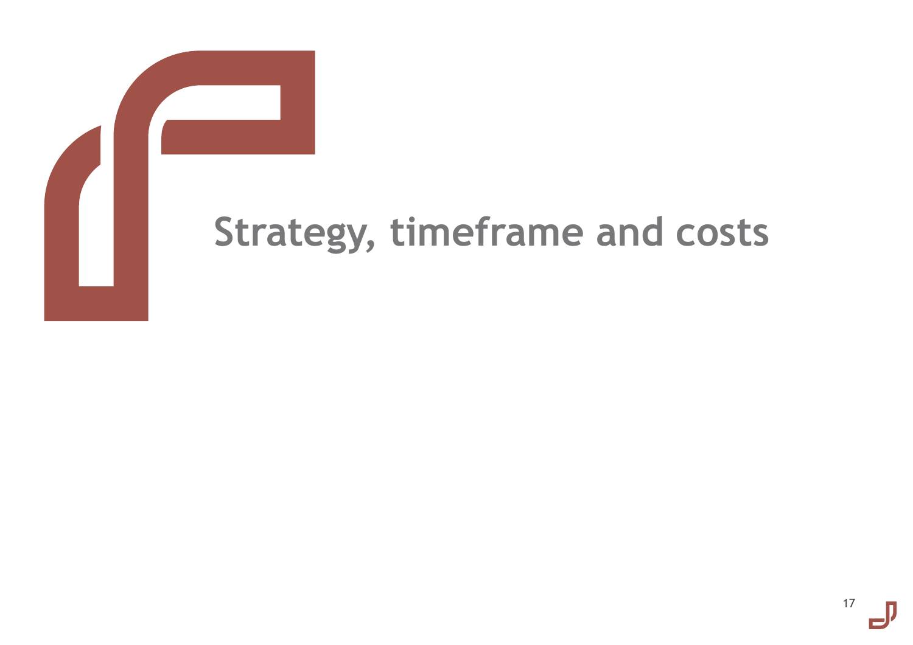# Strategy, timeframe and costs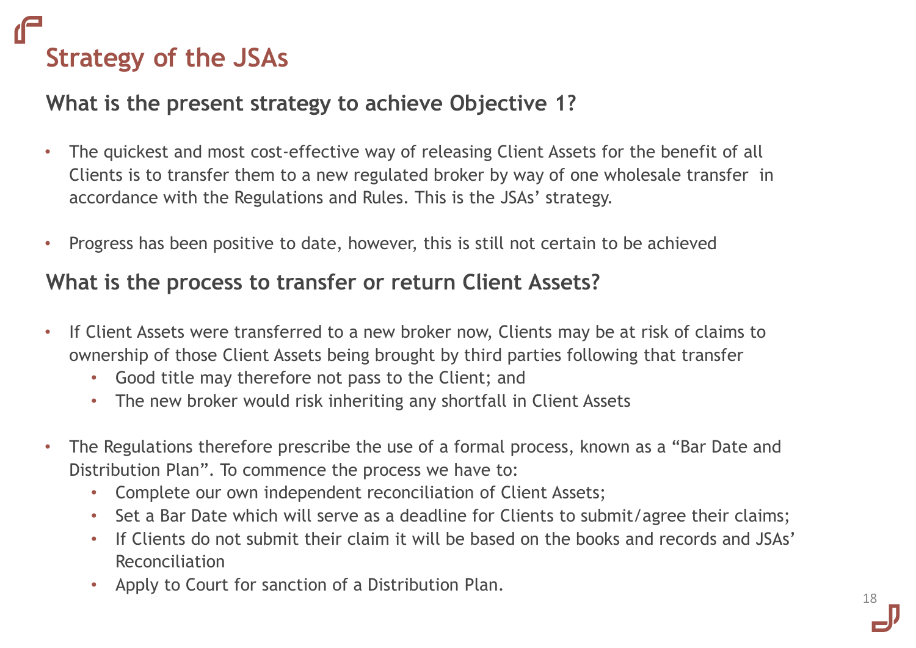# Strategy of the JSAs

## What is the present strategy to achieve Objective 1?

- The quickest and most cost-effective way of releasing Client Assets for the benefit of all Clients is to transfer them to a new regulated broker by way of one wholesale transfer in accordance with the Regulations and Rules. This is the JSAs' strategy.
- Progress has been positive to date, however, this is still not certain to be achieved

## What is the process to transfer or return Client Assets?

- If Client Assets were transferred to a new broker now, Clients may be at risk of claims to ownership of those Client Assets being brought by third parties following that transfer
  - Good title may therefore not pass to the Client; and
  - The new broker would risk inheriting any shortfall in Client Assets
- The Regulations therefore prescribe the use of a formal process, known as a "Bar Date and Distribution Plan". To commence the process we have to:
  - Complete our own independent reconciliation of Client Assets;
  - Set a Bar Date which will serve as a deadline for Clients to submit/agree their claims;
  - If Clients do not submit their claim it will be based on the books and records and JSAs' Reconciliation
  - Apply to Court for sanction of a Distribution Plan.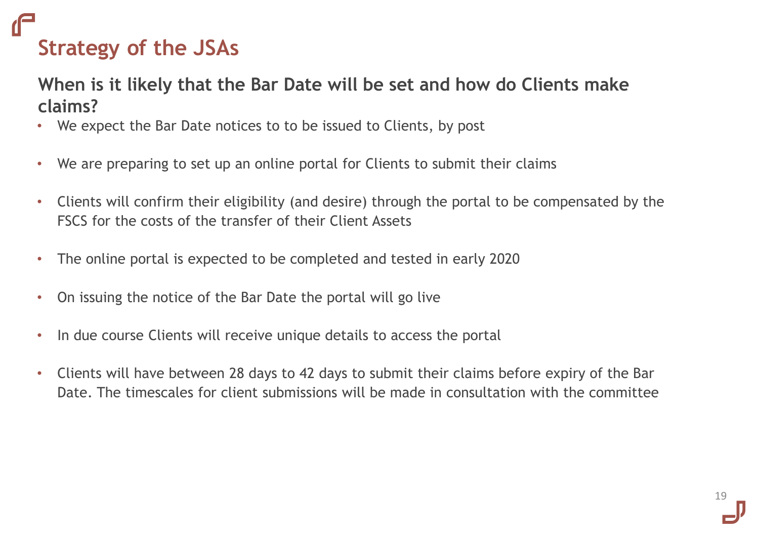# Strategy of the JSAs

## When is it likely that the Bar Date will be set and how do Clients make claims?

- We expect the Bar Date notices to to be issued to Clients, by post
- We are preparing to set up an online portal for Clients to submit their claims
- Clients will confirm their eligibility (and desire) through the portal to be compensated by the FSCS for the costs of the transfer of their Client Assets
- The online portal is expected to be completed and tested in early 2020
- On issuing the notice of the Bar Date the portal will go live
- In due course Clients will receive unique details to access the portal
- Clients will have between 28 days to 42 days to submit their claims before expiry of the Bar Date. The timescales for client submissions will be made in consultation with the committee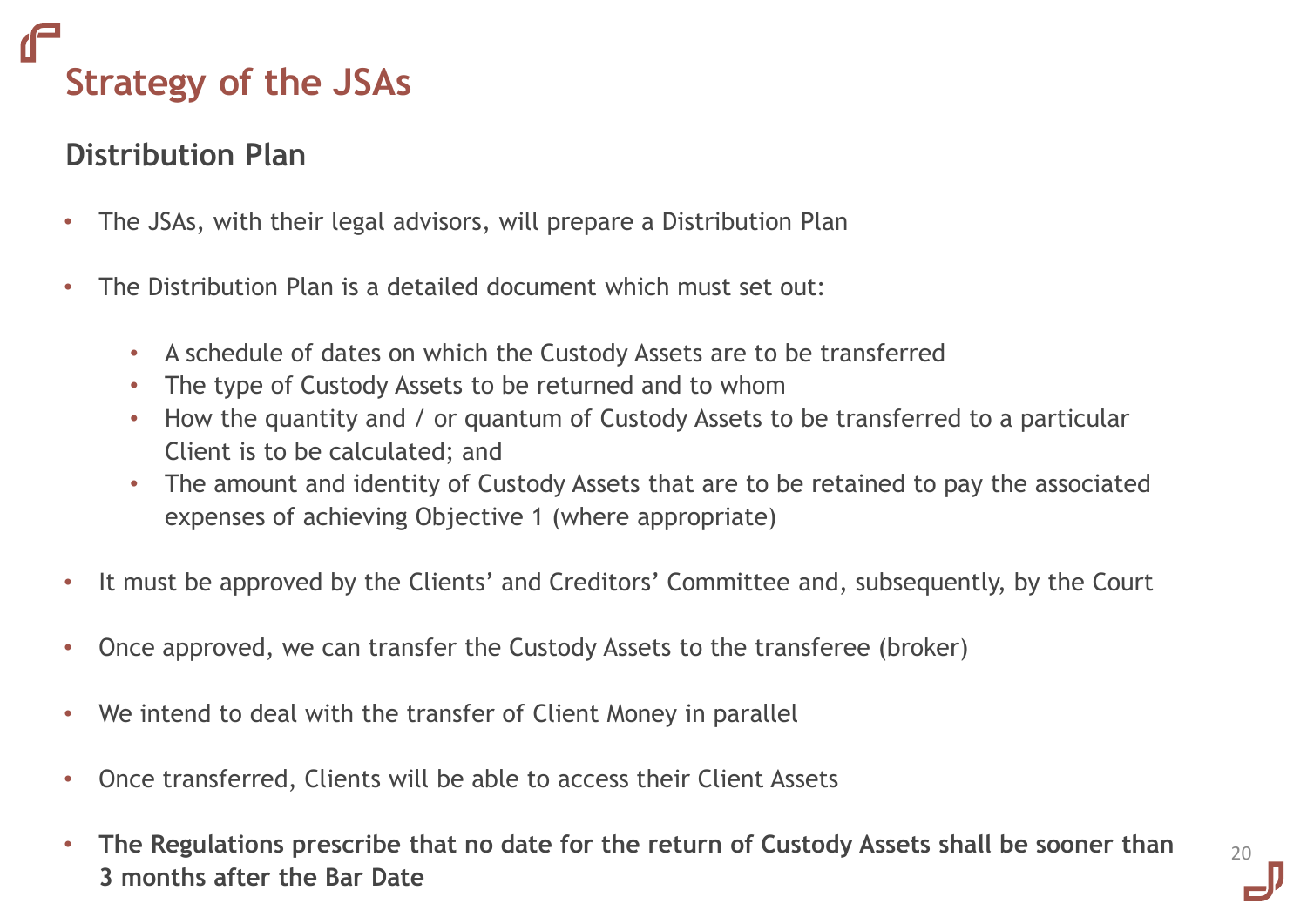# Strategy of the JSAs

## Distribution Plan

- The JSAs, with their legal advisors, will prepare a Distribution Plan
- The Distribution Plan is a detailed document which must set out:
  - A schedule of dates on which the Custody Assets are to be transferred
  - The type of Custody Assets to be returned and to whom
  - How the quantity and / or quantum of Custody Assets to be transferred to a particular Client is to be calculated; and
  - The amount and identity of Custody Assets that are to be retained to pay the associated expenses of achieving Objective 1 (where appropriate)
- It must be approved by the Clients' and Creditors' Committee and, subsequently, by the Court
- Once approved, we can transfer the Custody Assets to the transferee (broker)
- We intend to deal with the transfer of Client Money in parallel
- Once transferred, Clients will be able to access their Client Assets
- **The Regulations prescribe that no date for the return of Custody Assets shall be sooner than 3 months after the Bar Date**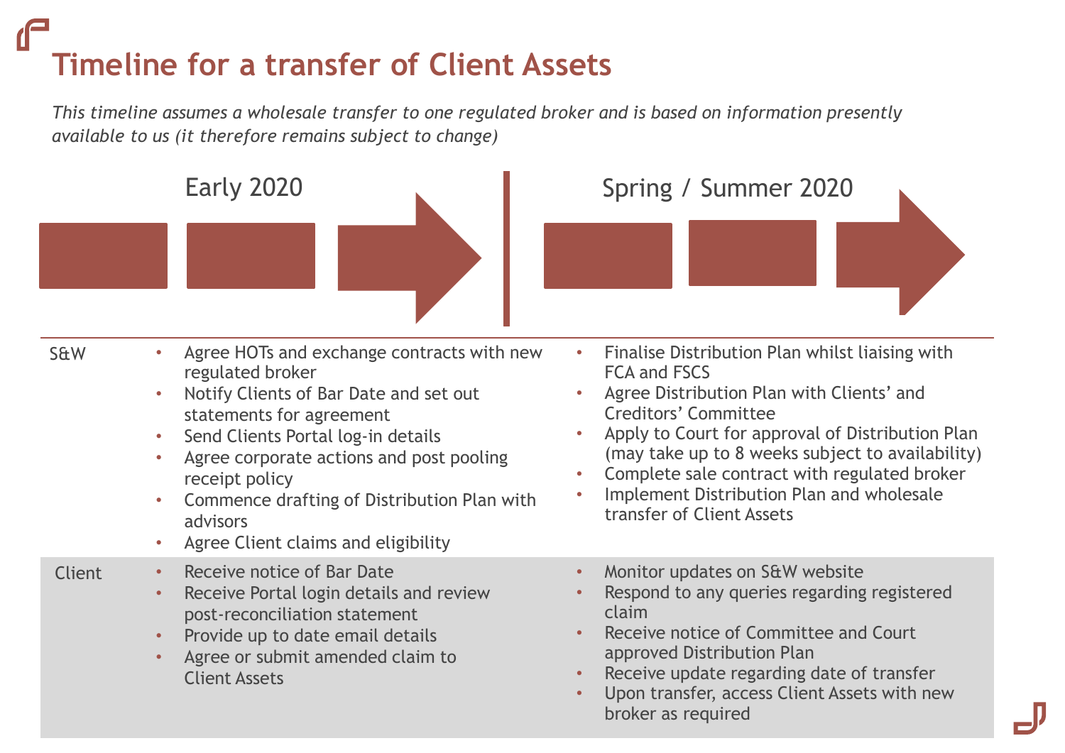# Timeline for a transfer of Client Assets

*This timeline assumes a wholesale transfer to one regulated broker and is based on information presently available to us (it therefore remains subject to change)*

| | Early 2020 | Spring / Summer 2020 |
|---|---|---|
| S&W | • Agree HOTs and exchange contracts with new regulated broker<br>• Notify Clients of Bar Date and set out statements for agreement<br>• Send Clients Portal log-in details<br>• Agree corporate actions and post pooling receipt policy<br>• Commence drafting of Distribution Plan with advisors<br>• Agree Client claims and eligibility | • Finalise Distribution Plan whilst liaising with FCA and FSCS<br>• Agree Distribution Plan with Clients' and Creditors' Committee<br>• Apply to Court for approval of Distribution Plan (may take up to 8 weeks subject to availability)<br>• Complete sale contract with regulated broker<br>• Implement Distribution Plan and wholesale transfer of Client Assets |
| Client | • Receive notice of Bar Date<br>• Receive Portal login details and review post-reconciliation statement<br>• Provide up to date email details<br>• Agree or submit amended claim to Client Assets | • Monitor updates on S&W website<br>• Respond to any queries regarding registered claim<br>• Receive notice of Committee and Court approved Distribution Plan<br>• Receive update regarding date of transfer<br>• Upon transfer, access Client Assets with new broker as required |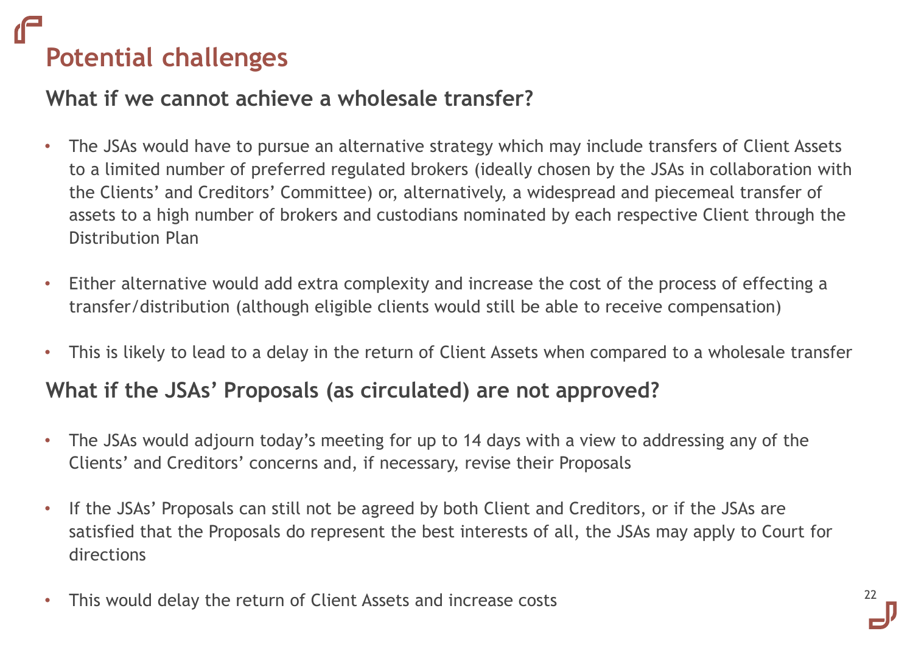# Potential challenges

## What if we cannot achieve a wholesale transfer?

- The JSAs would have to pursue an alternative strategy which may include transfers of Client Assets to a limited number of preferred regulated brokers (ideally chosen by the JSAs in collaboration with the Clients' and Creditors' Committee) or, alternatively, a widespread and piecemeal transfer of assets to a high number of brokers and custodians nominated by each respective Client through the Distribution Plan

- Either alternative would add extra complexity and increase the cost of the process of effecting a transfer/distribution (although eligible clients would still be able to receive compensation)

- This is likely to lead to a delay in the return of Client Assets when compared to a wholesale transfer

## What if the JSAs' Proposals (as circulated) are not approved?

- The JSAs would adjourn today's meeting for up to 14 days with a view to addressing any of the Clients' and Creditors' concerns and, if necessary, revise their Proposals

- If the JSAs' Proposals can still not be agreed by both Client and Creditors, or if the JSAs are satisfied that the Proposals do represent the best interests of all, the JSAs may apply to Court for directions

- This would delay the return of Client Assets and increase costs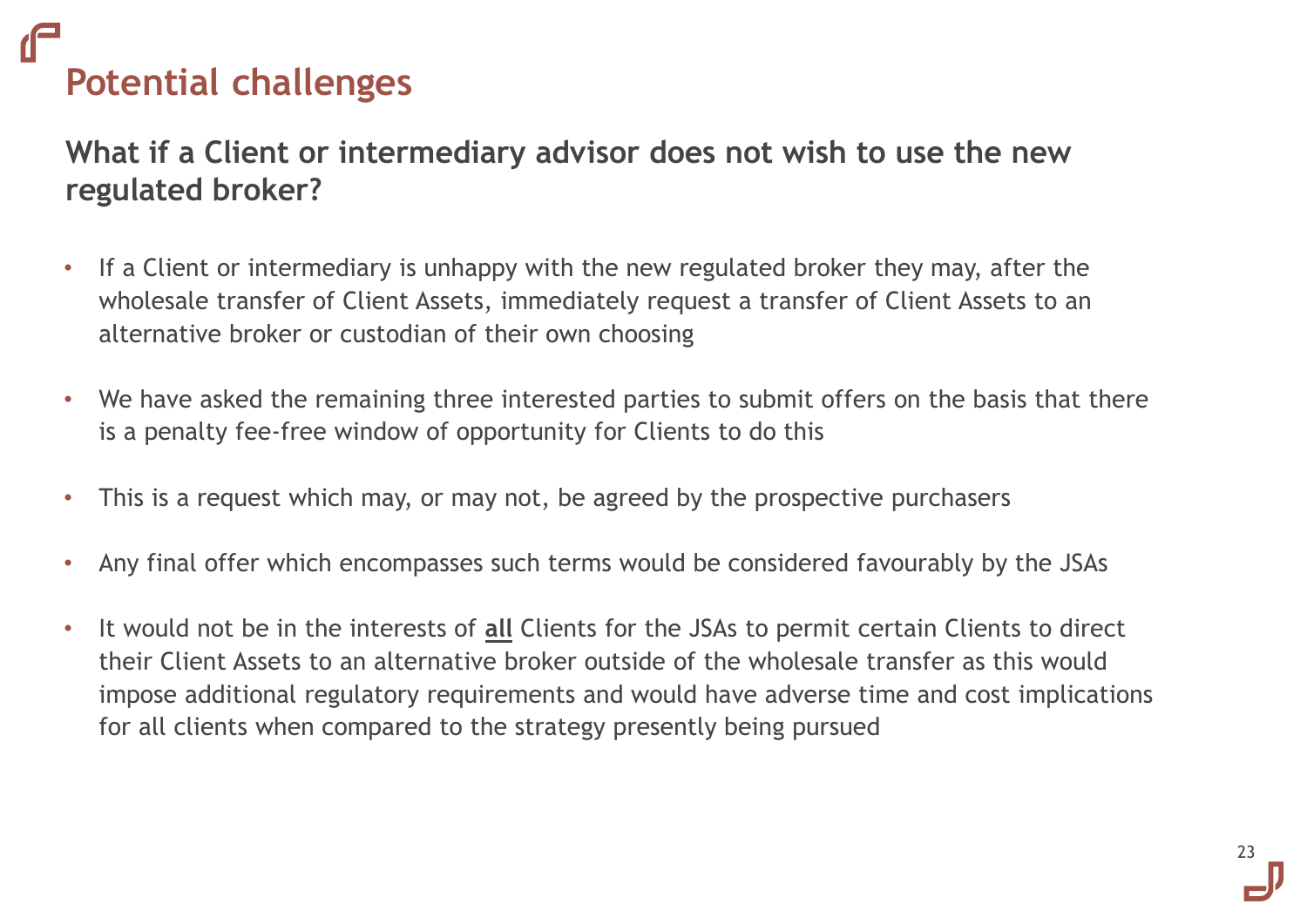# Potential challenges

## What if a Client or intermediary advisor does not wish to use the new regulated broker?

- If a Client or intermediary is unhappy with the new regulated broker they may, after the wholesale transfer of Client Assets, immediately request a transfer of Client Assets to an alternative broker or custodian of their own choosing
- We have asked the remaining three interested parties to submit offers on the basis that there is a penalty fee-free window of opportunity for Clients to do this
- This is a request which may, or may not, be agreed by the prospective purchasers
- Any final offer which encompasses such terms would be considered favourably by the JSAs
- It would not be in the interests of **all** Clients for the JSAs to permit certain Clients to direct their Client Assets to an alternative broker outside of the wholesale transfer as this would impose additional regulatory requirements and would have adverse time and cost implications for all clients when compared to the strategy presently being pursued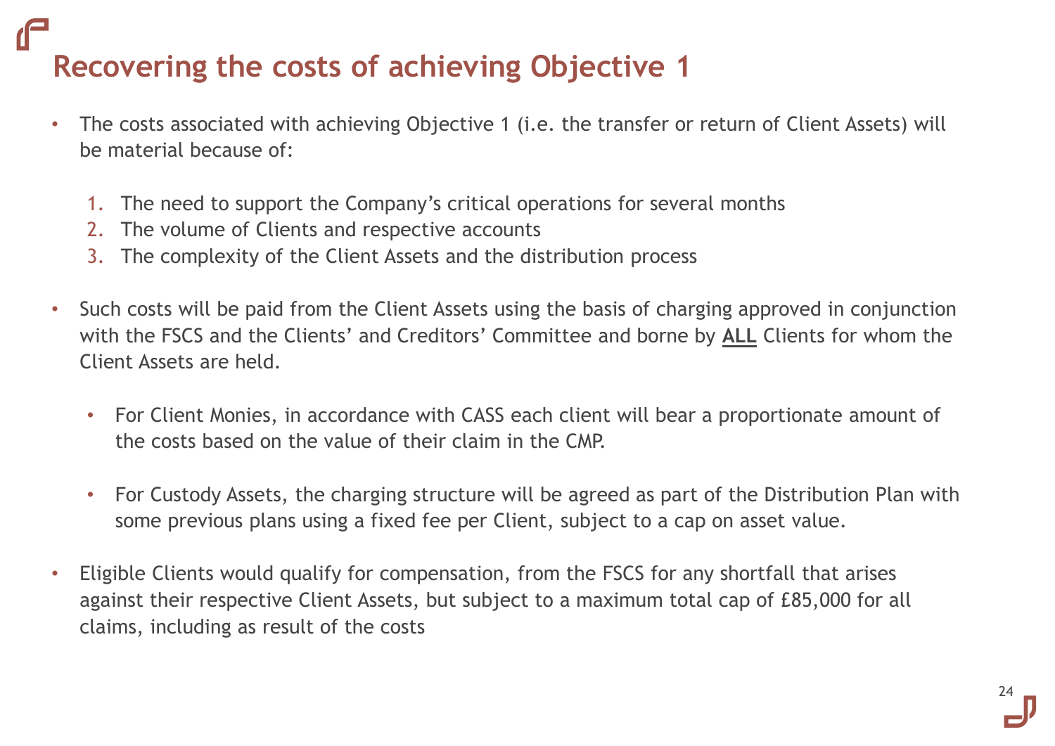# Recovering the costs of achieving Objective 1

- The costs associated with achieving Objective 1 (i.e. the transfer or return of Client Assets) will be material because of:

  1. The need to support the Company's critical operations for several months
  2. The volume of Clients and respective accounts
  3. The complexity of the Client Assets and the distribution process

- Such costs will be paid from the Client Assets using the basis of charging approved in conjunction with the FSCS and the Clients' and Creditors' Committee and borne by <u>**ALL**</u> Clients for whom the Client Assets are held.

  - For Client Monies, in accordance with CASS each client will bear a proportionate amount of the costs based on the value of their claim in the CMP.

  - For Custody Assets, the charging structure will be agreed as part of the Distribution Plan with some previous plans using a fixed fee per Client, subject to a cap on asset value.

- Eligible Clients would qualify for compensation, from the FSCS for any shortfall that arises against their respective Client Assets, but subject to a maximum total cap of £85,000 for all claims, including as result of the costs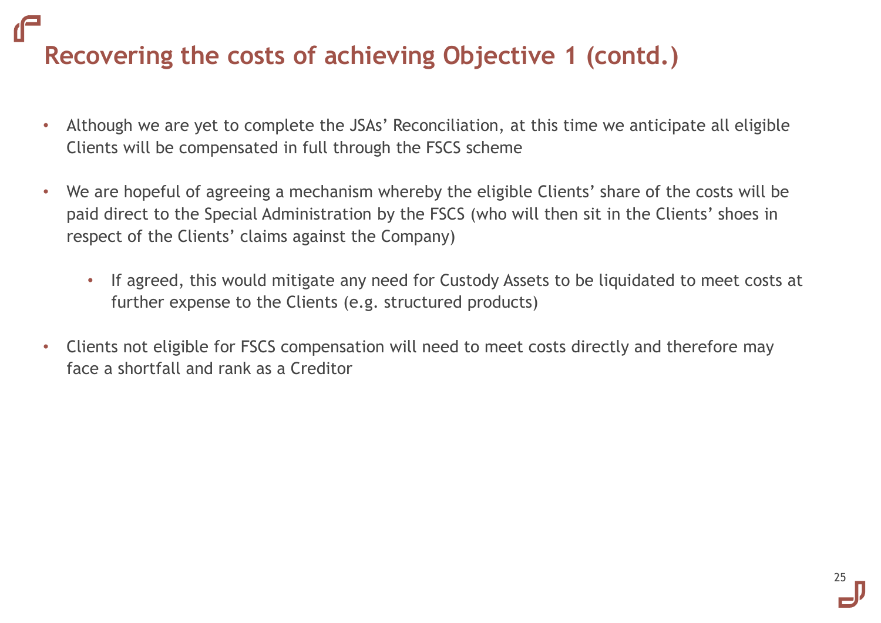# Recovering the costs of achieving Objective 1 (contd.)

- Although we are yet to complete the JSAs' Reconciliation, at this time we anticipate all eligible Clients will be compensated in full through the FSCS scheme
- We are hopeful of agreeing a mechanism whereby the eligible Clients' share of the costs will be paid direct to the Special Administration by the FSCS (who will then sit in the Clients' shoes in respect of the Clients' claims against the Company)
  - If agreed, this would mitigate any need for Custody Assets to be liquidated to meet costs at further expense to the Clients (e.g. structured products)
- Clients not eligible for FSCS compensation will need to meet costs directly and therefore may face a shortfall and rank as a Creditor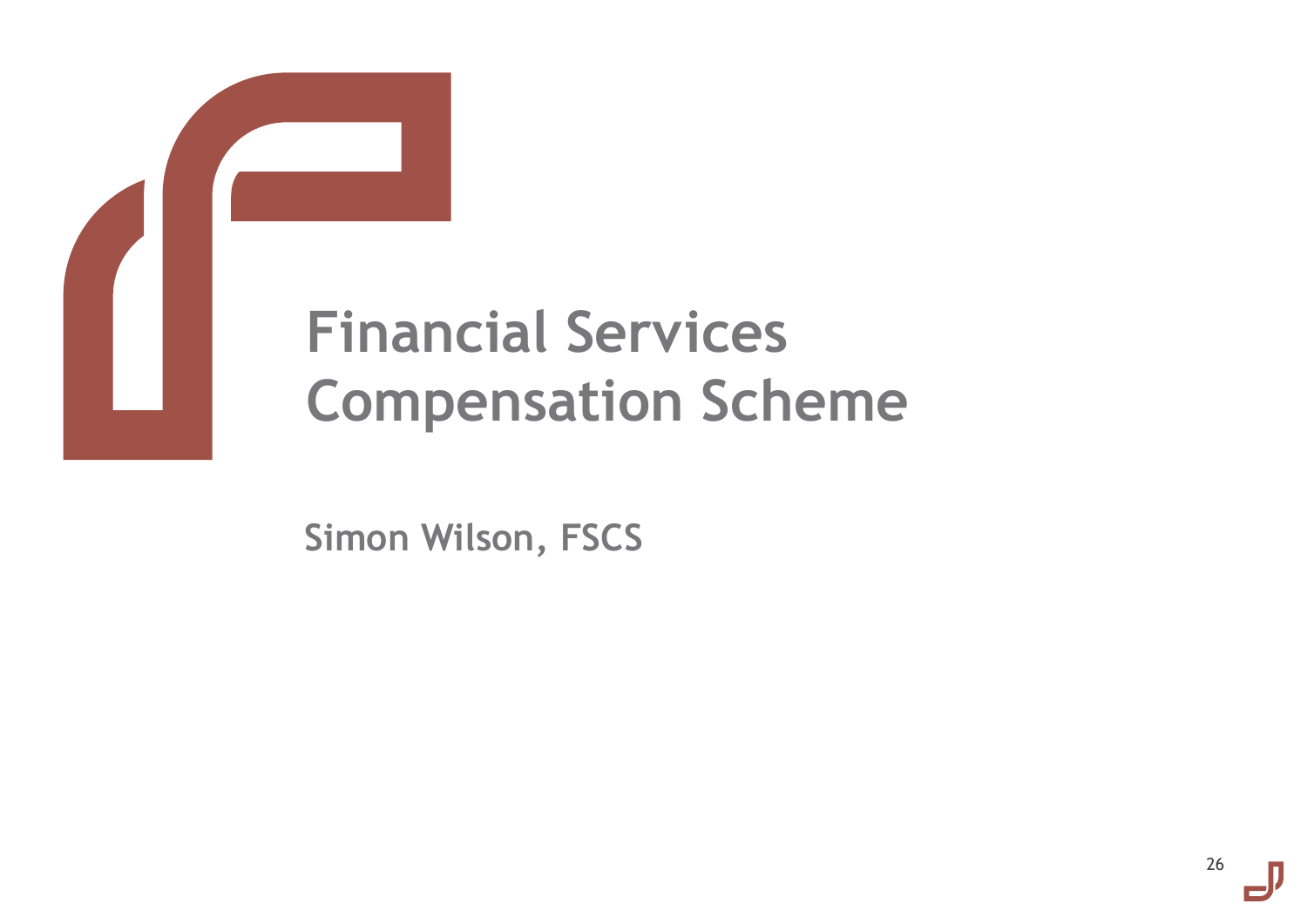# Financial Services Compensation Scheme

**Simon Wilson, FSCS**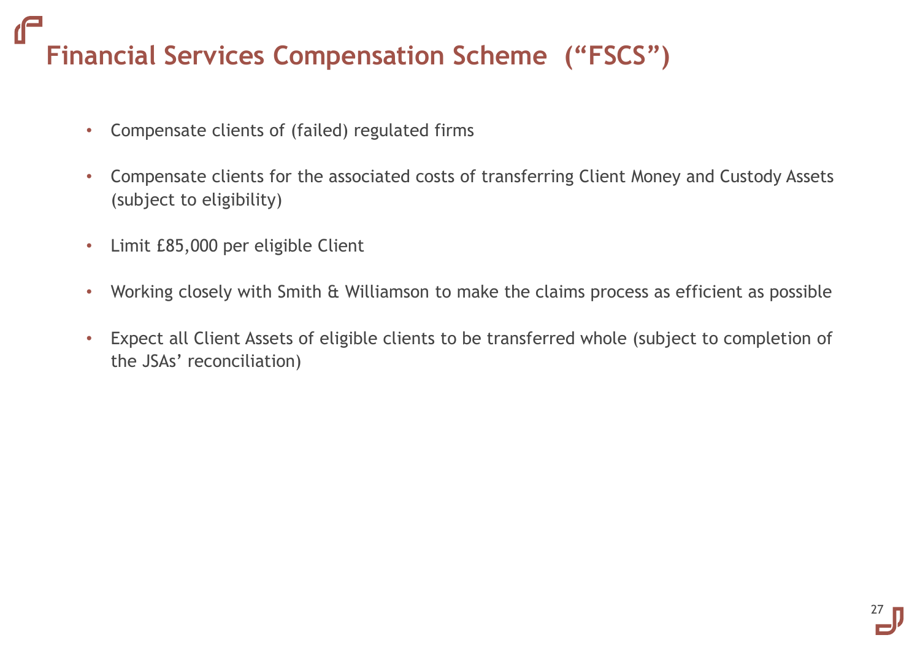# Financial Services Compensation Scheme ("FSCS")

- Compensate clients of (failed) regulated firms
- Compensate clients for the associated costs of transferring Client Money and Custody Assets (subject to eligibility)
- Limit £85,000 per eligible Client
- Working closely with Smith & Williamson to make the claims process as efficient as possible
- Expect all Client Assets of eligible clients to be transferred whole (subject to completion of the JSAs' reconciliation)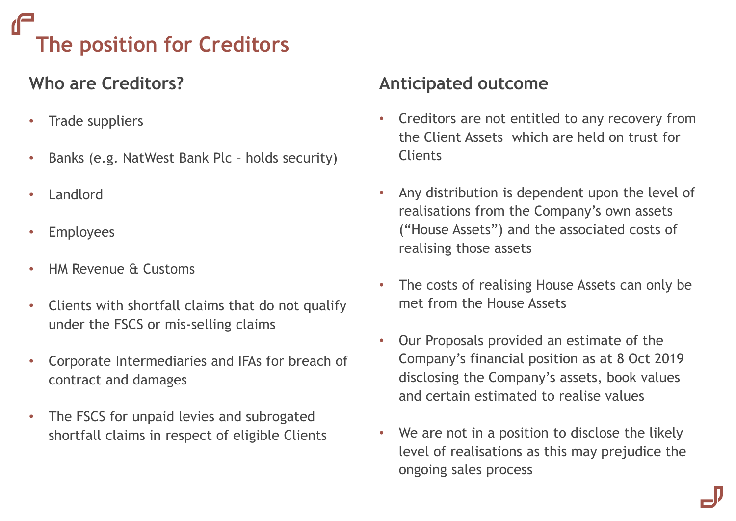# The position for Creditors

## Who are Creditors?

- Trade suppliers
- Banks (e.g. NatWest Bank Plc – holds security)
- Landlord
- Employees
- HM Revenue & Customs
- Clients with shortfall claims that do not qualify under the FSCS or mis-selling claims
- Corporate Intermediaries and IFAs for breach of contract and damages
- The FSCS for unpaid levies and subrogated shortfall claims in respect of eligible Clients

## Anticipated outcome

- Creditors are not entitled to any recovery from the Client Assets which are held on trust for Clients
- Any distribution is dependent upon the level of realisations from the Company's own assets ("House Assets") and the associated costs of realising those assets
- The costs of realising House Assets can only be met from the House Assets
- Our Proposals provided an estimate of the Company's financial position as at 8 Oct 2019 disclosing the Company's assets, book values and certain estimated to realise values
- We are not in a position to disclose the likely level of realisations as this may prejudice the ongoing sales process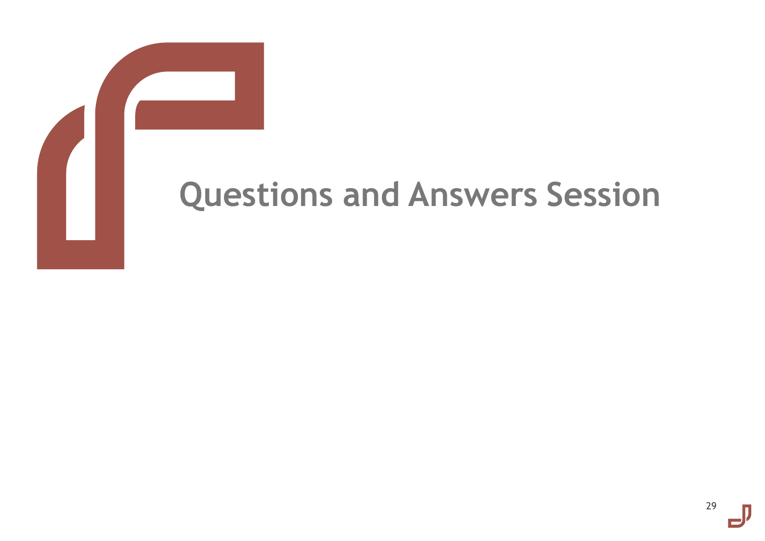# Questions and Answers Session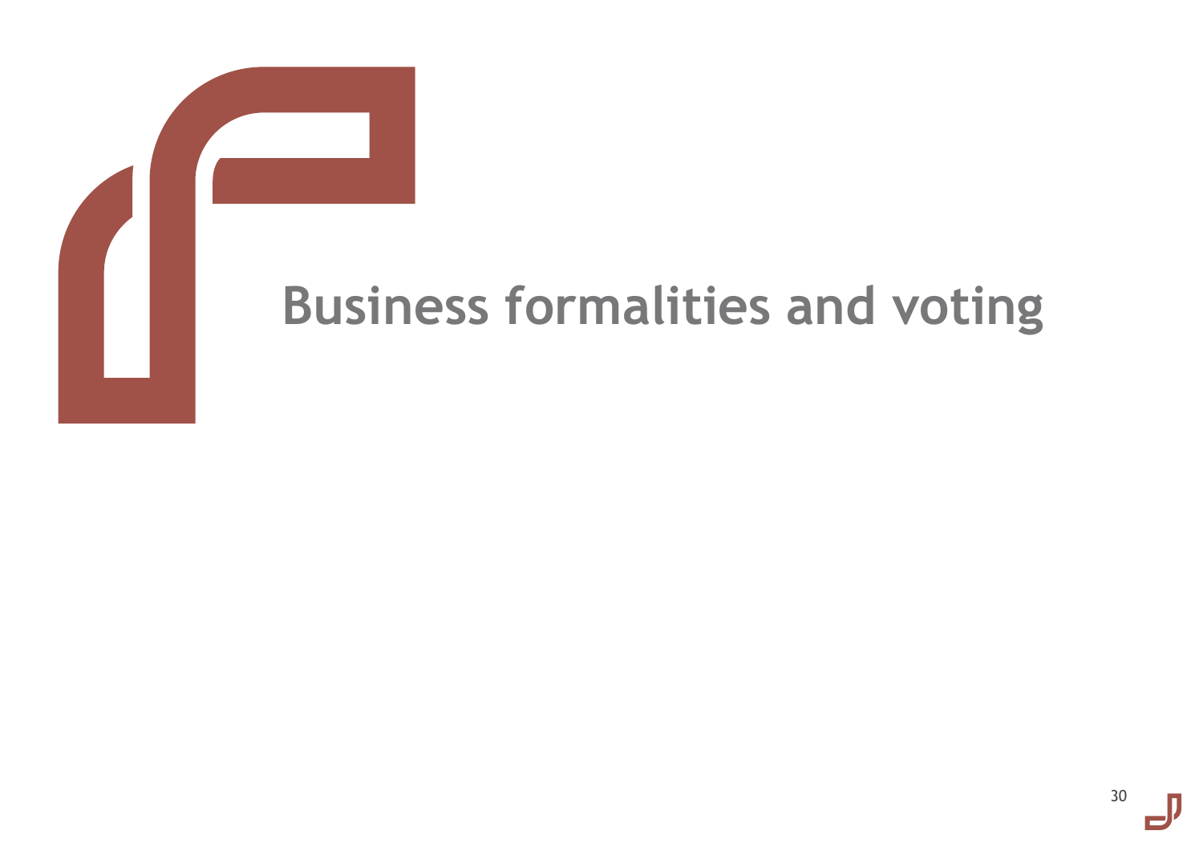# Business formalities and voting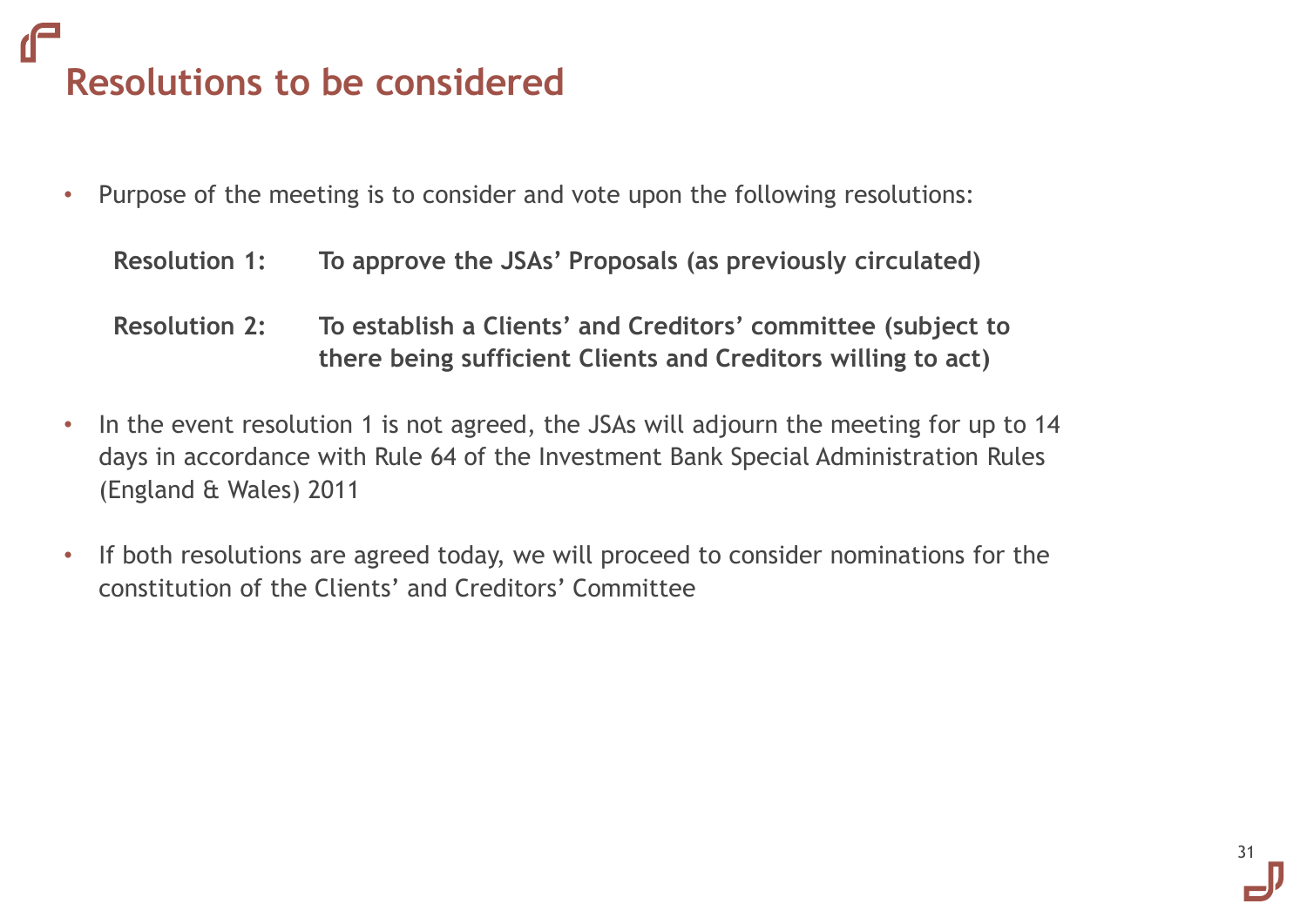# Resolutions to be considered

- Purpose of the meeting is to consider and vote upon the following resolutions:

  **Resolution 1:** **To approve the JSAs' Proposals (as previously circulated)**

  **Resolution 2:** **To establish a Clients' and Creditors' committee (subject to there being sufficient Clients and Creditors willing to act)**

- In the event resolution 1 is not agreed, the JSAs will adjourn the meeting for up to 14 days in accordance with Rule 64 of the Investment Bank Special Administration Rules (England & Wales) 2011

- If both resolutions are agreed today, we will proceed to consider nominations for the constitution of the Clients' and Creditors' Committee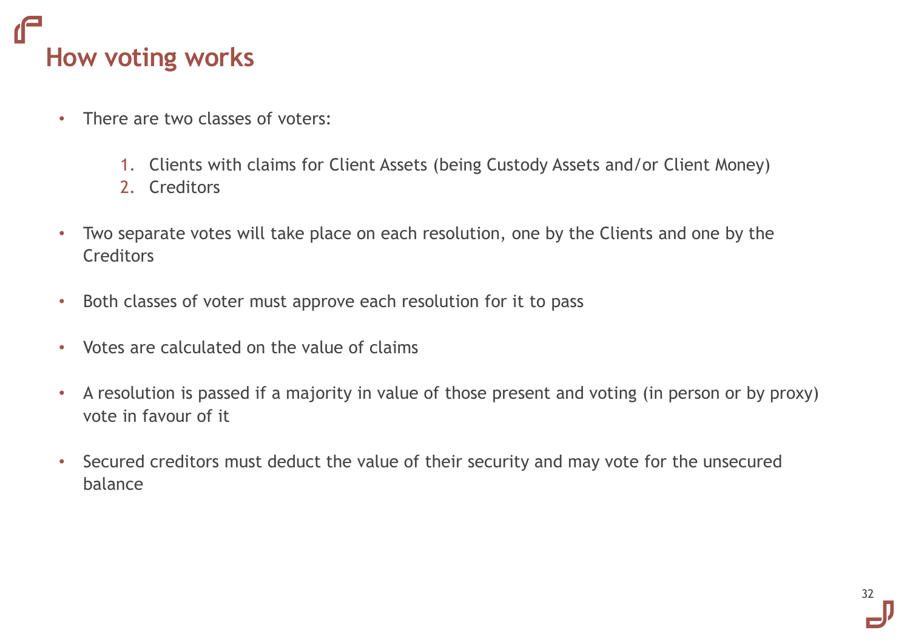# How voting works

- There are two classes of voters:

    1. Clients with claims for Client Assets (being Custody Assets and/or Client Money)
    2. Creditors

- Two separate votes will take place on each resolution, one by the Clients and one by the Creditors

- Both classes of voter must approve each resolution for it to pass

- Votes are calculated on the value of claims

- A resolution is passed if a majority in value of those present and voting (in person or by proxy) vote in favour of it

- Secured creditors must deduct the value of their security and may vote for the unsecured balance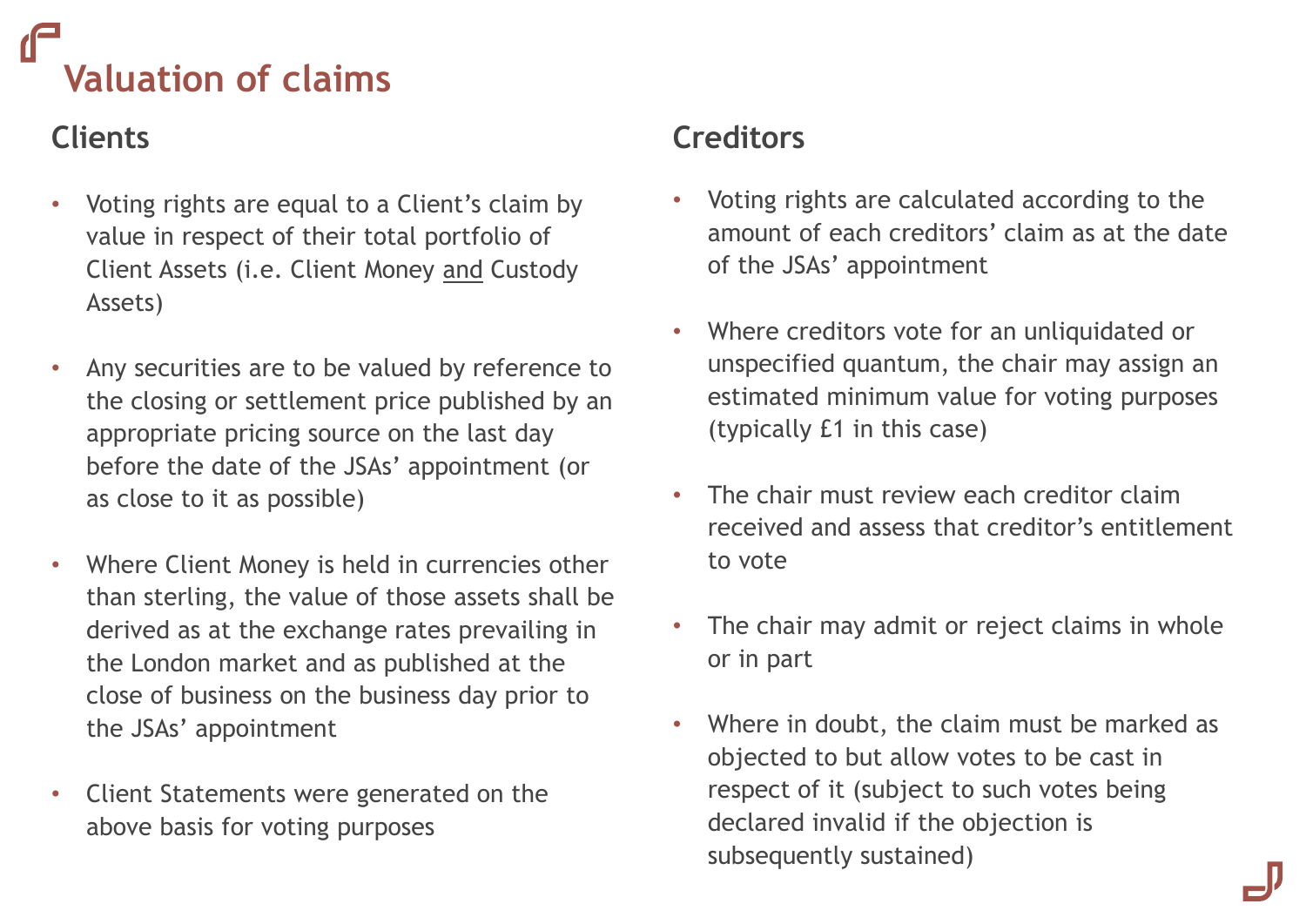# Valuation of claims

## Clients

- Voting rights are equal to a Client's claim by value in respect of their total portfolio of Client Assets (i.e. Client Money <u>and</u> Custody Assets)
- Any securities are to be valued by reference to the closing or settlement price published by an appropriate pricing source on the last day before the date of the JSAs' appointment (or as close to it as possible)
- Where Client Money is held in currencies other than sterling, the value of those assets shall be derived as at the exchange rates prevailing in the London market and as published at the close of business on the business day prior to the JSAs' appointment
- Client Statements were generated on the above basis for voting purposes

## Creditors

- Voting rights are calculated according to the amount of each creditors' claim as at the date of the JSAs' appointment
- Where creditors vote for an unliquidated or unspecified quantum, the chair may assign an estimated minimum value for voting purposes (typically £1 in this case)
- The chair must review each creditor claim received and assess that creditor's entitlement to vote
- The chair may admit or reject claims in whole or in part
- Where in doubt, the claim must be marked as objected to but allow votes to be cast in respect of it (subject to such votes being declared invalid if the objection is subsequently sustained)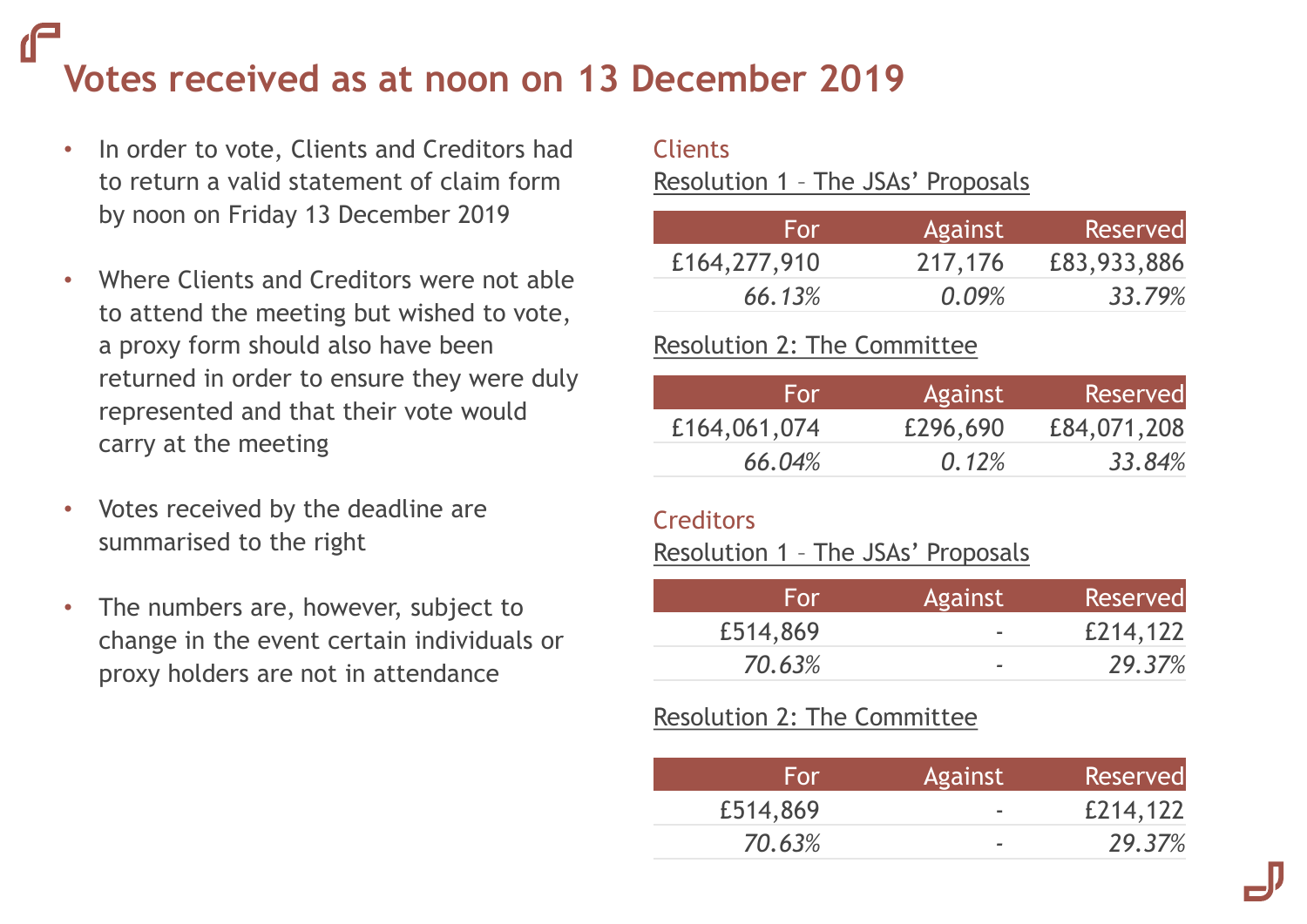# Votes received as at noon on 13 December 2019

- In order to vote, Clients and Creditors had to return a valid statement of claim form by noon on Friday 13 December 2019
- Where Clients and Creditors were not able to attend the meeting but wished to vote, a proxy form should also have been returned in order to ensure they were duly represented and that their vote would carry at the meeting
- Votes received by the deadline are summarised to the right
- The numbers are, however, subject to change in the event certain individuals or proxy holders are not in attendance

## Clients

Resolution 1 – The JSAs' Proposals

| For | Against | Reserved |
|---|---|---|
| £164,277,910 | 217,176 | £83,933,886 |
| *66.13%* | *0.09%* | *33.79%* |

Resolution 2: The Committee

| For | Against | Reserved |
|---|---|---|
| £164,061,074 | £296,690 | £84,071,208 |
| *66.04%* | *0.12%* | *33.84%* |

## Creditors

Resolution 1 – The JSAs' Proposals

| For | Against | Reserved |
|---|---|---|
| £514,869 | - | £214,122 |
| *70.63%* | - | *29.37%* |

Resolution 2: The Committee

| For | Against | Reserved |
|---|---|---|
| £514,869 | - | £214,122 |
| *70.63%* | - | *29.37%* |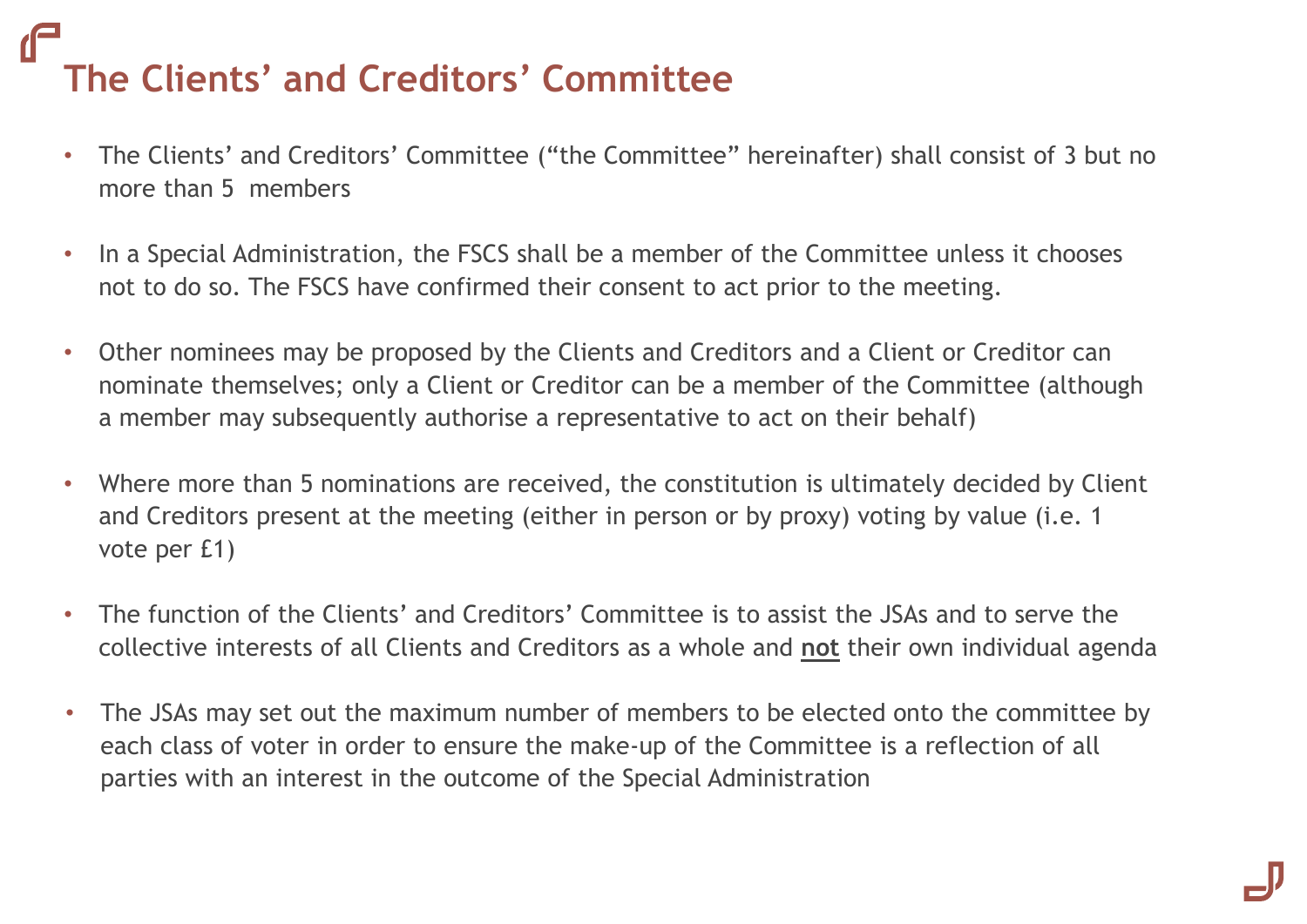# The Clients' and Creditors' Committee

- The Clients' and Creditors' Committee ("the Committee" hereinafter) shall consist of 3 but no more than 5 members
- In a Special Administration, the FSCS shall be a member of the Committee unless it chooses not to do so. The FSCS have confirmed their consent to act prior to the meeting.
- Other nominees may be proposed by the Clients and Creditors and a Client or Creditor can nominate themselves; only a Client or Creditor can be a member of the Committee (although a member may subsequently authorise a representative to act on their behalf)
- Where more than 5 nominations are received, the constitution is ultimately decided by Client and Creditors present at the meeting (either in person or by proxy) voting by value (i.e. 1 vote per £1)
- The function of the Clients' and Creditors' Committee is to assist the JSAs and to serve the collective interests of all Clients and Creditors as a whole and **not** their own individual agenda
- The JSAs may set out the maximum number of members to be elected onto the committee by each class of voter in order to ensure the make-up of the Committee is a reflection of all parties with an interest in the outcome of the Special Administration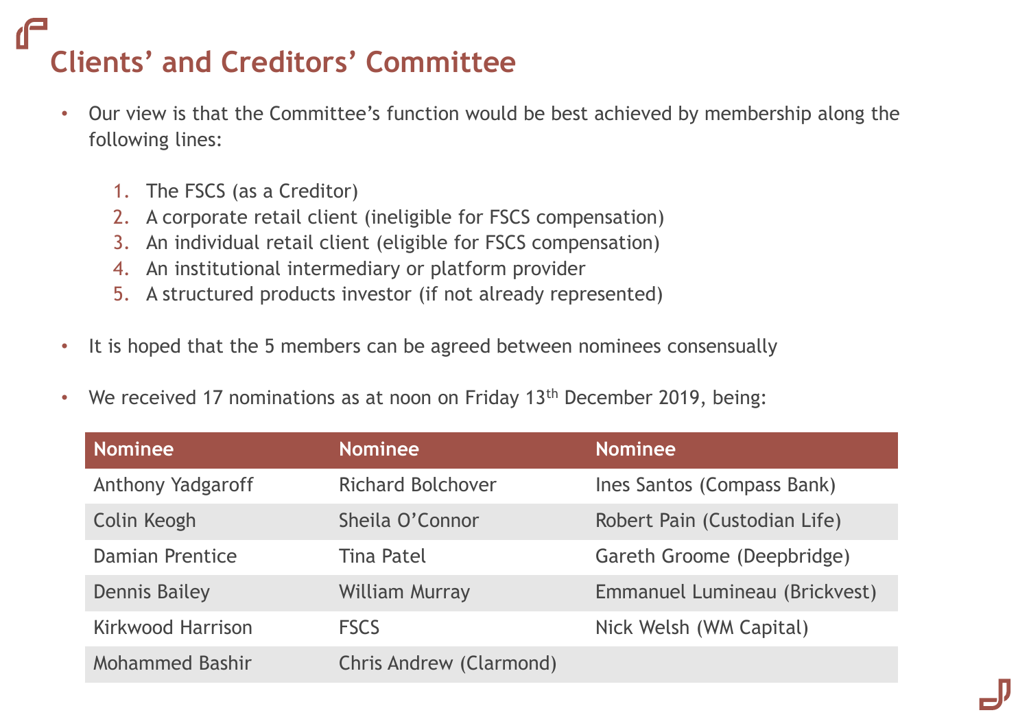# Clients' and Creditors' Committee

- Our view is that the Committee's function would be best achieved by membership along the following lines:

  1. The FSCS (as a Creditor)
  2. A corporate retail client (ineligible for FSCS compensation)
  3. An individual retail client (eligible for FSCS compensation)
  4. An institutional intermediary or platform provider
  5. A structured products investor (if not already represented)

- It is hoped that the 5 members can be agreed between nominees consensually

- We received 17 nominations as at noon on Friday 13th December 2019, being:

| Nominee | Nominee | Nominee |
|---|---|---|
| Anthony Yadgaroff | Richard Bolchover | Ines Santos (Compass Bank) |
| Colin Keogh | Sheila O'Connor | Robert Pain (Custodian Life) |
| Damian Prentice | Tina Patel | Gareth Groome (Deepbridge) |
| Dennis Bailey | William Murray | Emmanuel Lumineau (Brickvest) |
| Kirkwood Harrison | FSCS | Nick Welsh (WM Capital) |
| Mohammed Bashir | Chris Andrew (Clarmond) | |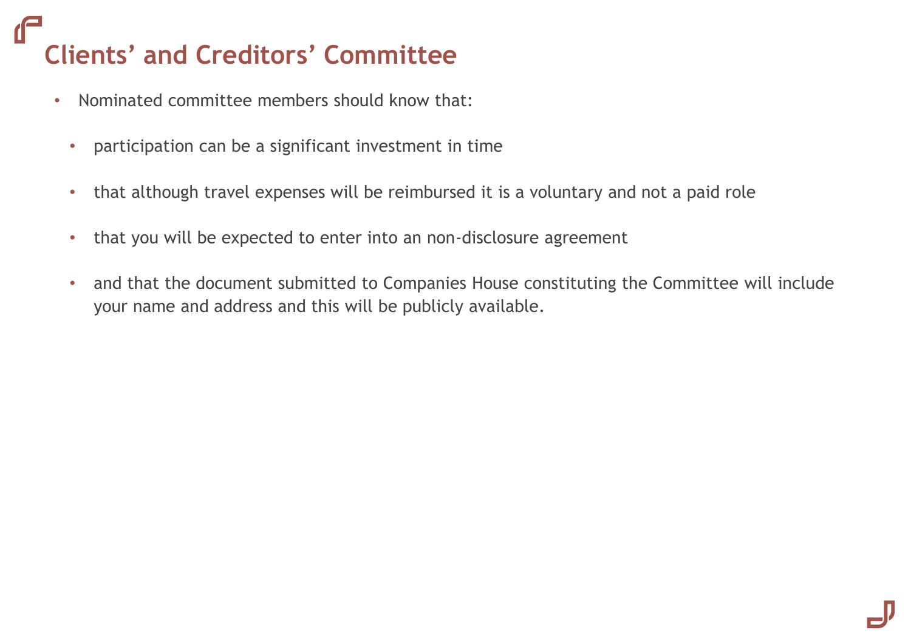# Clients' and Creditors' Committee

- Nominated committee members should know that:
  - participation can be a significant investment in time
  - that although travel expenses will be reimbursed it is a voluntary and not a paid role
  - that you will be expected to enter into an non-disclosure agreement
  - and that the document submitted to Companies House constituting the Committee will include your name and address and this will be publicly available.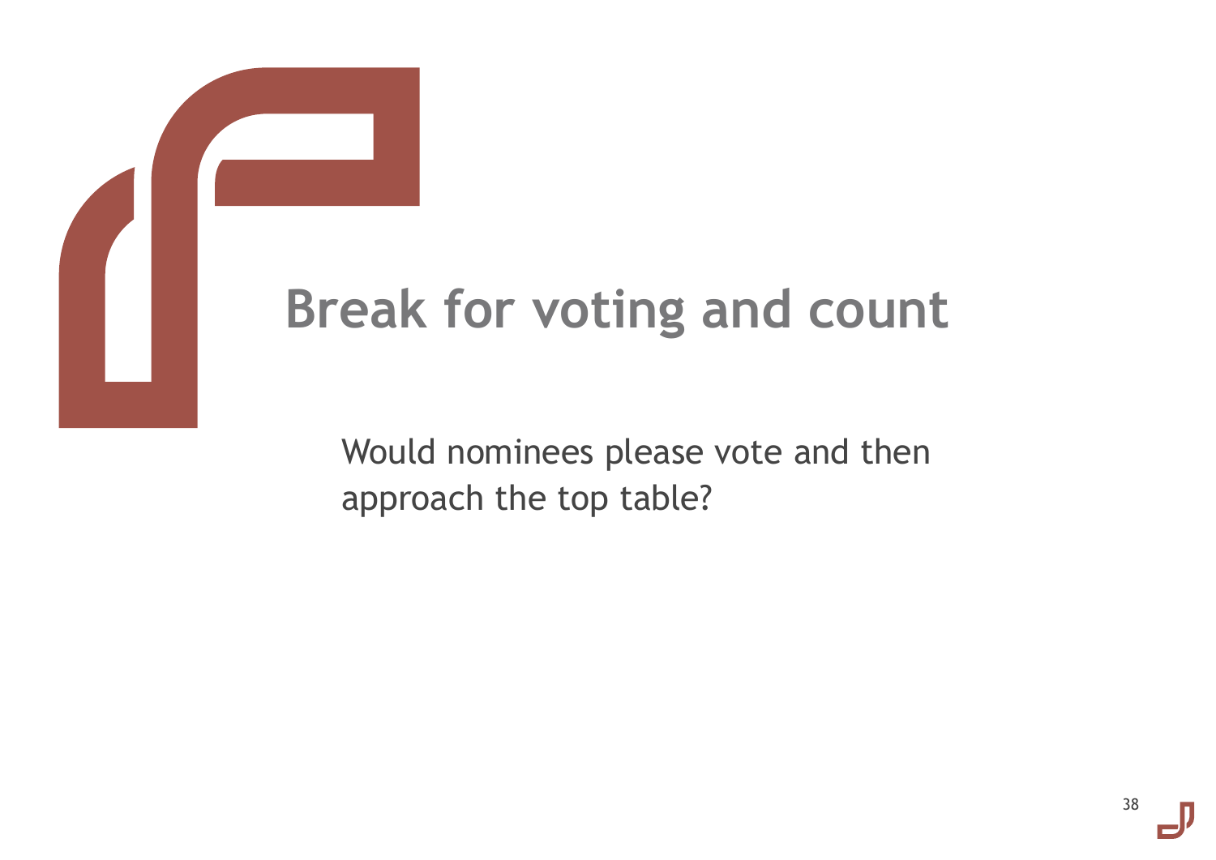# Break for voting and count

Would nominees please vote and then approach the top table?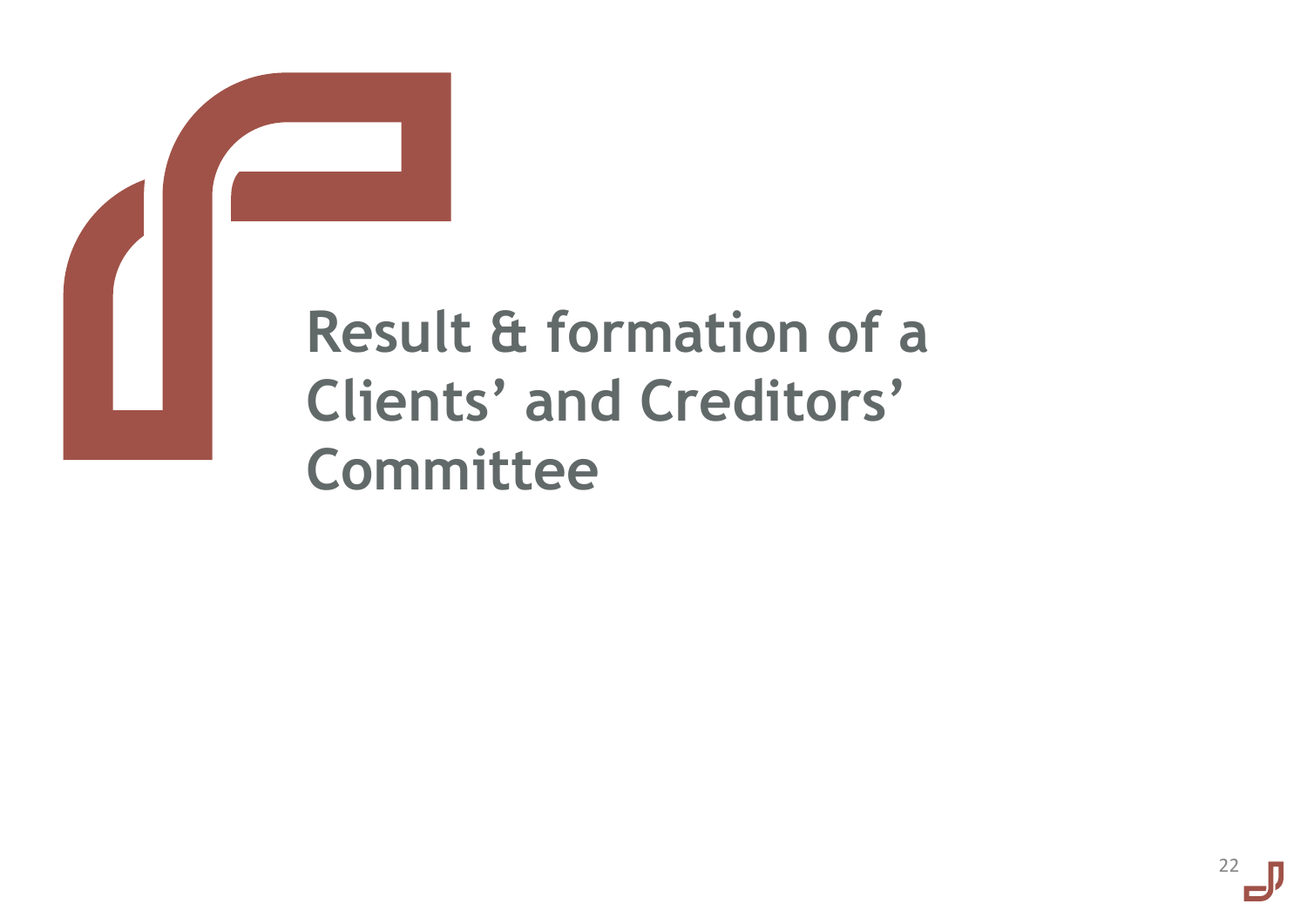# Result & formation of a Clients' and Creditors' Committee